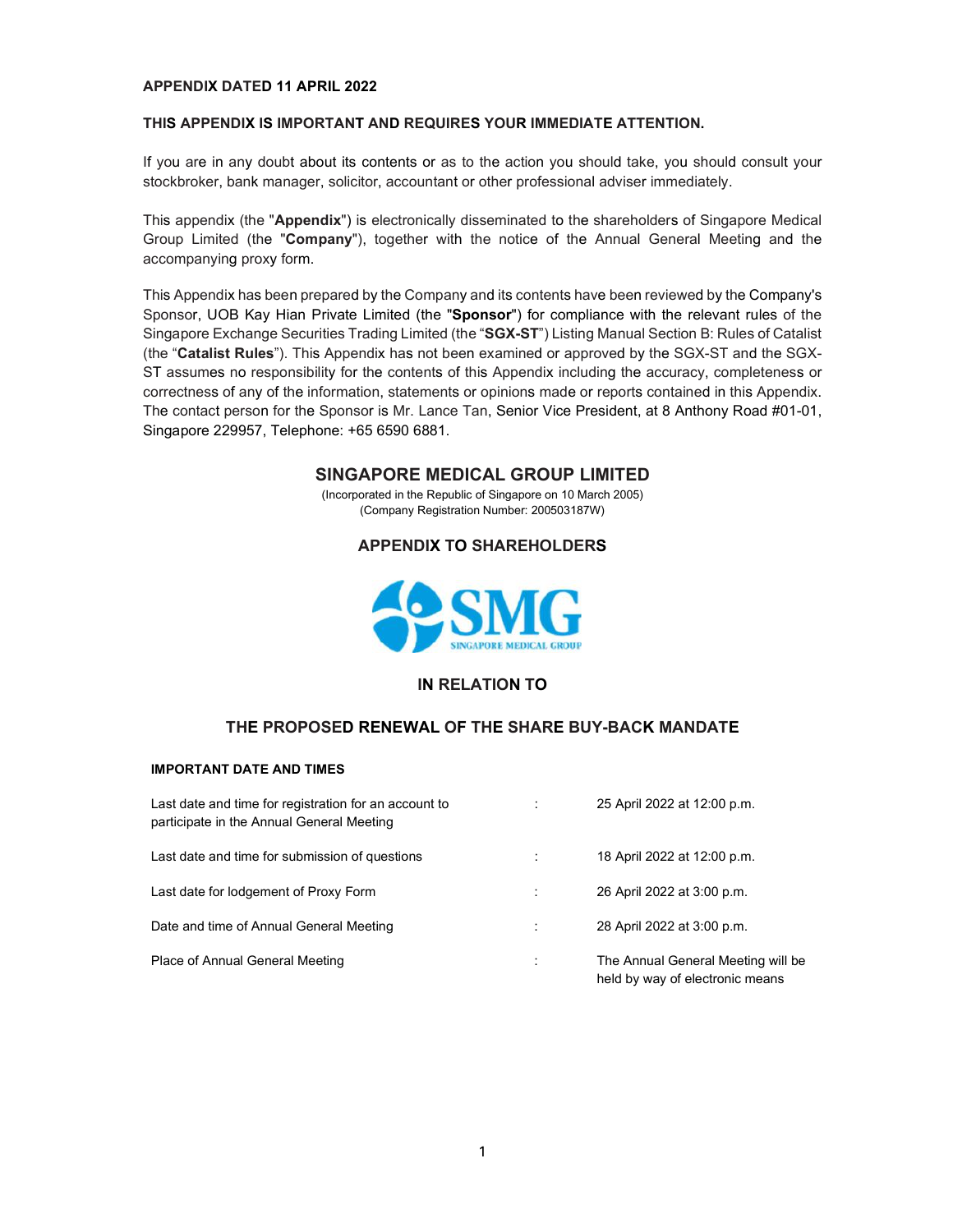**APPENDIX DATED 11 APRIL 2022**

**THIS APPENDIX IS IMPORTANT AND REQUIRES YOUR IMMEDIATE ATTENTION.**

If you are in any doubt about its contents or as to the action you should take, you should consult your stockbroker, bank manager, solicitor, accountant or other professional adviser immediately.

This appendix (the "**Appendix**") is electronically disseminated to the shareholders of Singapore Medical Group Limited (the "**Company**"), together with the notice of the Annual General Meeting and the accompanying proxy form.

This Appendix has been prepared by the Company and its contents have been reviewed by the Company's Sponsor, UOB Kay Hian Private Limited (the "**Sponsor**") for compliance with the relevant rules of the Singapore Exchange Securities Trading Limited (the "**SGX-ST**") Listing Manual Section B: Rules of Catalist (the "**Catalist Rules**"). This Appendix has not been examined or approved by the SGX-ST and the SGX-ST assumes no responsibility for the contents of this Appendix including the accuracy, completeness or correctness of any of the information, statements or opinions made or reports contained in this Appendix. The contact person for the Sponsor is Mr. Lance Tan, Senior Vice President, at 8 Anthony Road #01-01, Singapore 229957, Telephone: +65 6590 6881.

# SINGAPORE MEDICAL GROUP LIMITED

(Incorporated in the Republic of Singapore on 10 March 2005)
(Company Registration Number: 200503187W)

## APPENDIX TO SHAREHOLDERS

SMG
SINGAPORE MEDICAL GROUP

## IN RELATION TO

## THE PROPOSED RENEWAL OF THE SHARE BUY-BACK MANDATE

**IMPORTANT DATE AND TIMES**

| | | |
|---|---|---|
| Last date and time for registration for an account to participate in the Annual General Meeting | : | 25 April 2022 at 12:00 p.m. |
| Last date and time for submission of questions | : | 18 April 2022 at 12:00 p.m. |
| Last date for lodgement of Proxy Form | : | 26 April 2022 at 3:00 p.m. |
| Date and time of Annual General Meeting | : | 28 April 2022 at 3:00 p.m. |
| Place of Annual General Meeting | : | The Annual General Meeting will be held by way of electronic means |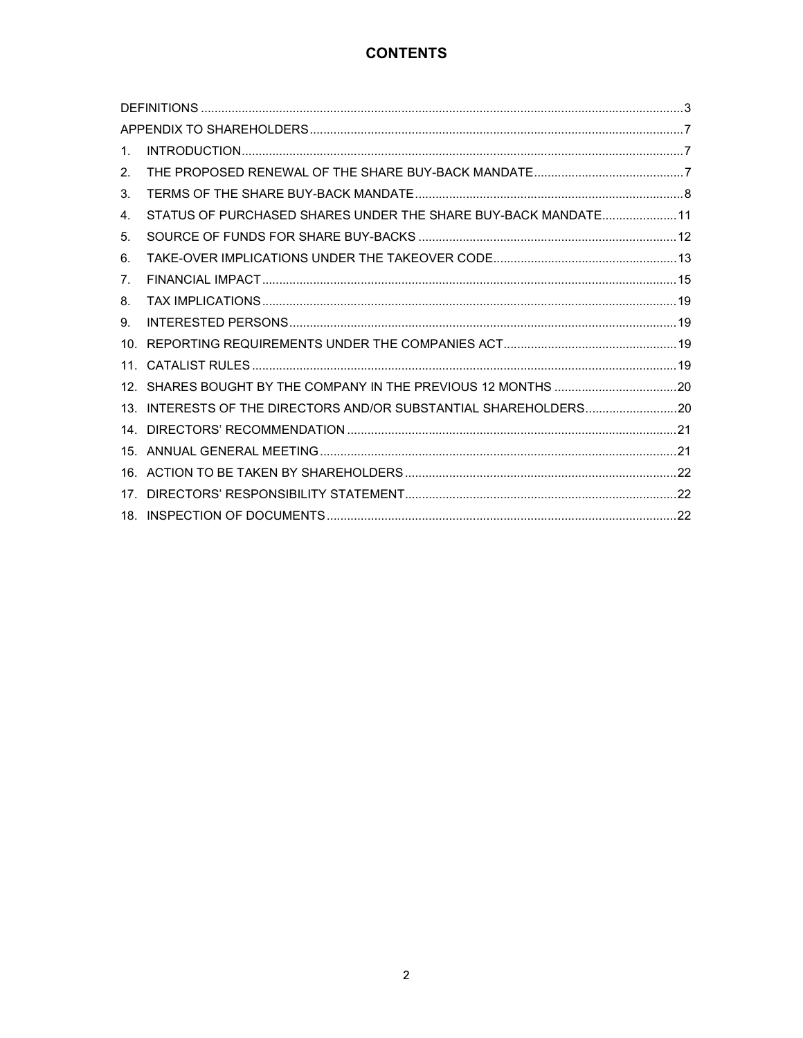# CONTENTS

| | | |
|---|---|---|
| DEFINITIONS | | 3 |
| APPENDIX TO SHAREHOLDERS | | 7 |
| 1. | INTRODUCTION | 7 |
| 2. | THE PROPOSED RENEWAL OF THE SHARE BUY-BACK MANDATE | 7 |
| 3. | TERMS OF THE SHARE BUY-BACK MANDATE | 8 |
| 4. | STATUS OF PURCHASED SHARES UNDER THE SHARE BUY-BACK MANDATE | 11 |
| 5. | SOURCE OF FUNDS FOR SHARE BUY-BACKS | 12 |
| 6. | TAKE-OVER IMPLICATIONS UNDER THE TAKEOVER CODE | 13 |
| 7. | FINANCIAL IMPACT | 15 |
| 8. | TAX IMPLICATIONS | 19 |
| 9. | INTERESTED PERSONS | 19 |
| 10. | REPORTING REQUIREMENTS UNDER THE COMPANIES ACT | 19 |
| 11. | CATALIST RULES | 19 |
| 12. | SHARES BOUGHT BY THE COMPANY IN THE PREVIOUS 12 MONTHS | 20 |
| 13. | INTERESTS OF THE DIRECTORS AND/OR SUBSTANTIAL SHAREHOLDERS | 20 |
| 14. | DIRECTORS' RECOMMENDATION | 21 |
| 15. | ANNUAL GENERAL MEETING | 21 |
| 16. | ACTION TO BE TAKEN BY SHAREHOLDERS | 22 |
| 17. | DIRECTORS' RESPONSIBILITY STATEMENT | 22 |
| 18. | INSPECTION OF DOCUMENTS | 22 |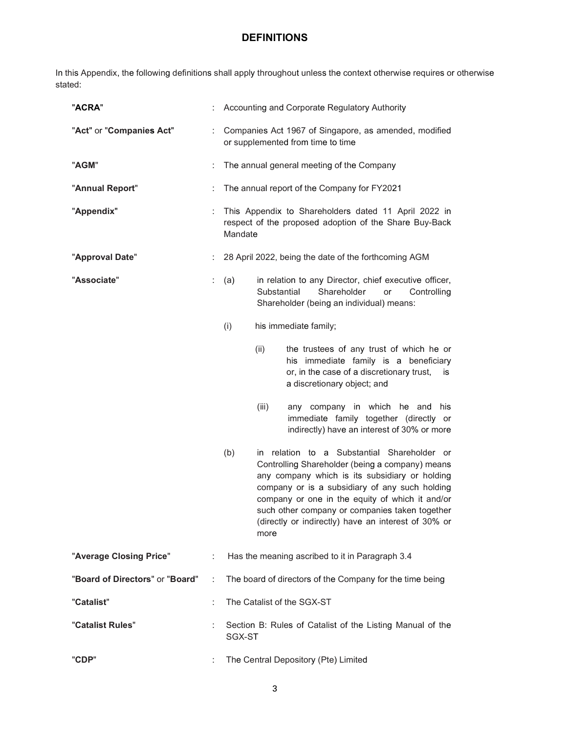# DEFINITIONS

In this Appendix, the following definitions shall apply throughout unless the context otherwise requires or otherwise stated:

| | | |
|---|---|---|
| "**ACRA**" | : | Accounting and Corporate Regulatory Authority |
| "**Act**" or "**Companies Act**" | : | Companies Act 1967 of Singapore, as amended, modified or supplemented from time to time |
| "**AGM**" | : | The annual general meeting of the Company |
| "**Annual Report**" | : | The annual report of the Company for FY2021 |
| "**Appendix**" | : | This Appendix to Shareholders dated 11 April 2022 in respect of the proposed adoption of the Share Buy-Back Mandate |
| "**Approval Date**" | : | 28 April 2022, being the date of the forthcoming AGM |
| "**Associate**" | : | (a) in relation to any Director, chief executive officer, Substantial Shareholder or Controlling Shareholder (being an individual) means:<br>(i) his immediate family;<br>(ii) the trustees of any trust of which he or his immediate family is a beneficiary or, in the case of a discretionary trust, is a discretionary object; and<br>(iii) any company in which he and his immediate family together (directly or indirectly) have an interest of 30% or more<br>(b) in relation to a Substantial Shareholder or Controlling Shareholder (being a company) means any company which is its subsidiary or holding company or is a subsidiary of any such holding company or one in the equity of which it and/or such other company or companies taken together (directly or indirectly) have an interest of 30% or more |
| "**Average Closing Price**" | : | Has the meaning ascribed to it in Paragraph 3.4 |
| "**Board of Directors**" or "**Board**" | : | The board of directors of the Company for the time being |
| "**Catalist**" | : | The Catalist of the SGX-ST |
| "**Catalist Rules**" | : | Section B: Rules of Catalist of the Listing Manual of the SGX-ST |
| "**CDP**" | : | The Central Depository (Pte) Limited |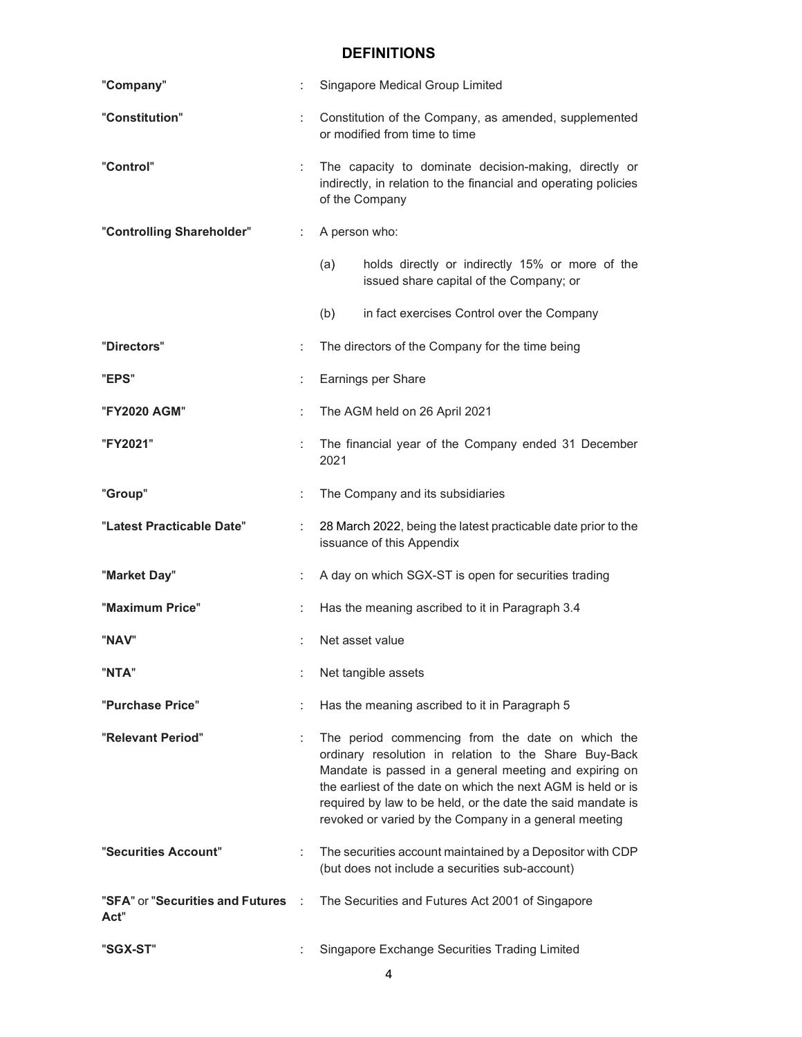## DEFINITIONS

| | | |
|---|---|---|
| "**Company**" | : | Singapore Medical Group Limited |
| "**Constitution**" | : | Constitution of the Company, as amended, supplemented or modified from time to time |
| "**Control**" | : | The capacity to dominate decision-making, directly or indirectly, in relation to the financial and operating policies of the Company |
| "**Controlling Shareholder**" | : | A person who: (a) holds directly or indirectly 15% or more of the issued share capital of the Company; or (b) in fact exercises Control over the Company |
| "**Directors**" | : | The directors of the Company for the time being |
| "**EPS**" | : | Earnings per Share |
| "**FY2020 AGM**" | : | The AGM held on 26 April 2021 |
| "**FY2021**" | : | The financial year of the Company ended 31 December 2021 |
| "**Group**" | : | The Company and its subsidiaries |
| "**Latest Practicable Date**" | : | 28 March 2022, being the latest practicable date prior to the issuance of this Appendix |
| "**Market Day**" | : | A day on which SGX-ST is open for securities trading |
| "**Maximum Price**" | : | Has the meaning ascribed to it in Paragraph 3.4 |
| "**NAV**" | : | Net asset value |
| "**NTA**" | : | Net tangible assets |
| "**Purchase Price**" | : | Has the meaning ascribed to it in Paragraph 5 |
| "**Relevant Period**" | : | The period commencing from the date on which the ordinary resolution in relation to the Share Buy-Back Mandate is passed in a general meeting and expiring on the earliest of the date on which the next AGM is held or is required by law to be held, or the date the said mandate is revoked or varied by the Company in a general meeting |
| "**Securities Account**" | : | The securities account maintained by a Depositor with CDP (but does not include a securities sub-account) |
| "**SFA**" or "**Securities and Futures Act**" | : | The Securities and Futures Act 2001 of Singapore |
| "**SGX-ST**" | : | Singapore Exchange Securities Trading Limited |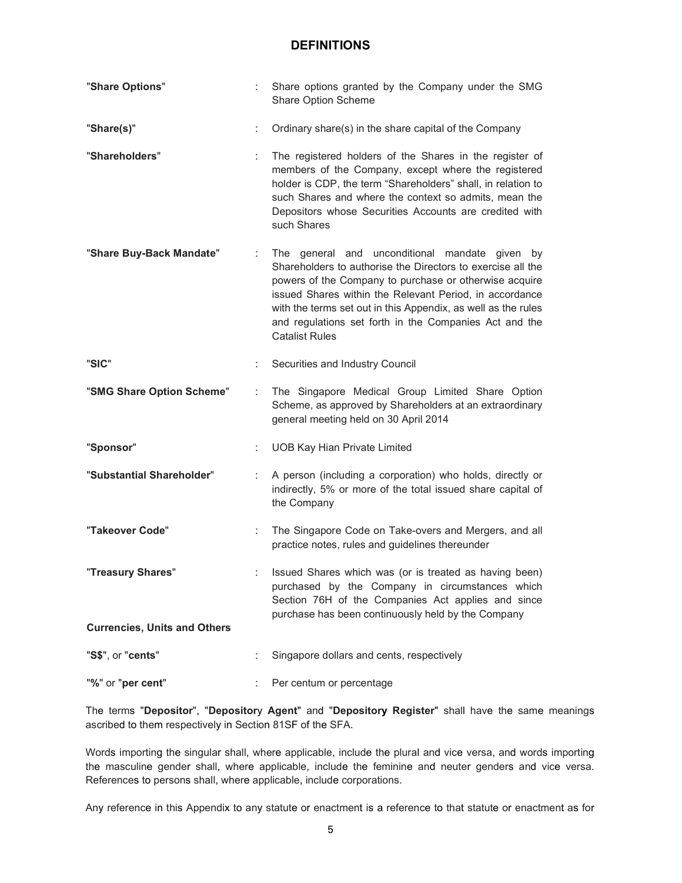## DEFINITIONS

| | | |
|---|---|---|
| "**Share Options**" | : | Share options granted by the Company under the SMG Share Option Scheme |
| "**Share(s)**" | : | Ordinary share(s) in the share capital of the Company |
| "**Shareholders**" | : | The registered holders of the Shares in the register of members of the Company, except where the registered holder is CDP, the term "Shareholders" shall, in relation to such Shares and where the context so admits, mean the Depositors whose Securities Accounts are credited with such Shares |
| "**Share Buy-Back Mandate**" | : | The general and unconditional mandate given by Shareholders to authorise the Directors to exercise all the powers of the Company to purchase or otherwise acquire issued Shares within the Relevant Period, in accordance with the terms set out in this Appendix, as well as the rules and regulations set forth in the Companies Act and the Catalist Rules |
| "**SIC**" | : | Securities and Industry Council |
| "**SMG Share Option Scheme**" | : | The Singapore Medical Group Limited Share Option Scheme, as approved by Shareholders at an extraordinary general meeting held on 30 April 2014 |
| "**Sponsor**" | : | UOB Kay Hian Private Limited |
| "**Substantial Shareholder**" | : | A person (including a corporation) who holds, directly or indirectly, 5% or more of the total issued share capital of the Company |
| "**Takeover Code**" | : | The Singapore Code on Take-overs and Mergers, and all practice notes, rules and guidelines thereunder |
| "**Treasury Shares**" | : | Issued Shares which was (or is treated as having been) purchased by the Company in circumstances which Section 76H of the Companies Act applies and since purchase has been continuously held by the Company |

**Currencies, Units and Others**

| | | |
|---|---|---|
| "**S$**", or "**cents**" | : | Singapore dollars and cents, respectively |
| "**%**" or "**per cent**" | : | Per centum or percentage |

The terms "**Depositor**", "**Depository Agent**" and "**Depository Register**" shall have the same meanings ascribed to them respectively in Section 81SF of the SFA.

Words importing the singular shall, where applicable, include the plural and vice versa, and words importing the masculine gender shall, where applicable, include the feminine and neuter genders and vice versa. References to persons shall, where applicable, include corporations.

Any reference in this Appendix to any statute or enactment is a reference to that statute or enactment as for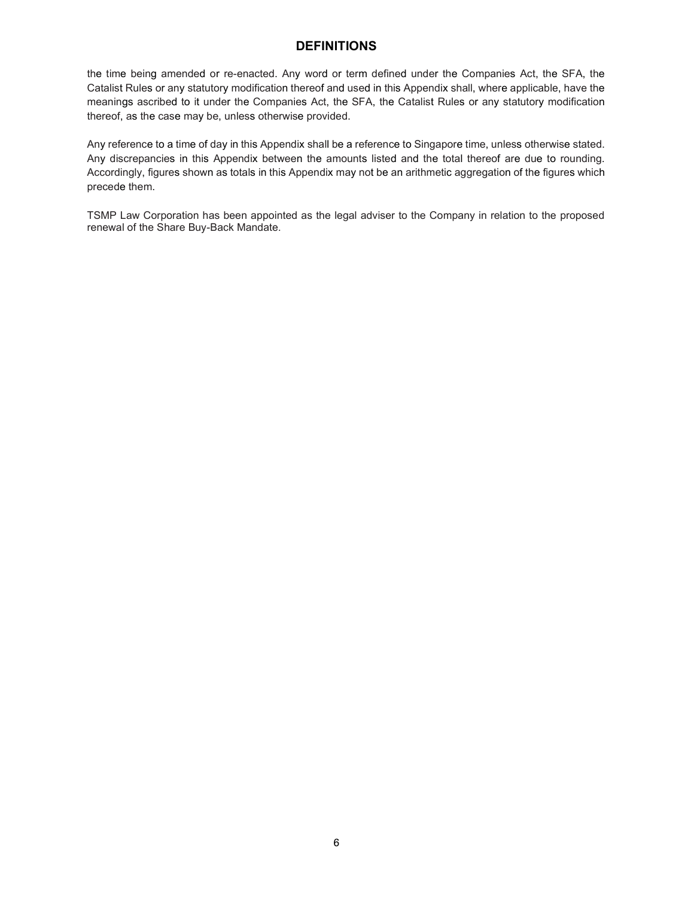# DEFINITIONS

the time being amended or re-enacted. Any word or term defined under the Companies Act, the SFA, the Catalist Rules or any statutory modification thereof and used in this Appendix shall, where applicable, have the meanings ascribed to it under the Companies Act, the SFA, the Catalist Rules or any statutory modification thereof, as the case may be, unless otherwise provided.

Any reference to a time of day in this Appendix shall be a reference to Singapore time, unless otherwise stated. Any discrepancies in this Appendix between the amounts listed and the total thereof are due to rounding. Accordingly, figures shown as totals in this Appendix may not be an arithmetic aggregation of the figures which precede them.

TSMP Law Corporation has been appointed as the legal adviser to the Company in relation to the proposed renewal of the Share Buy-Back Mandate.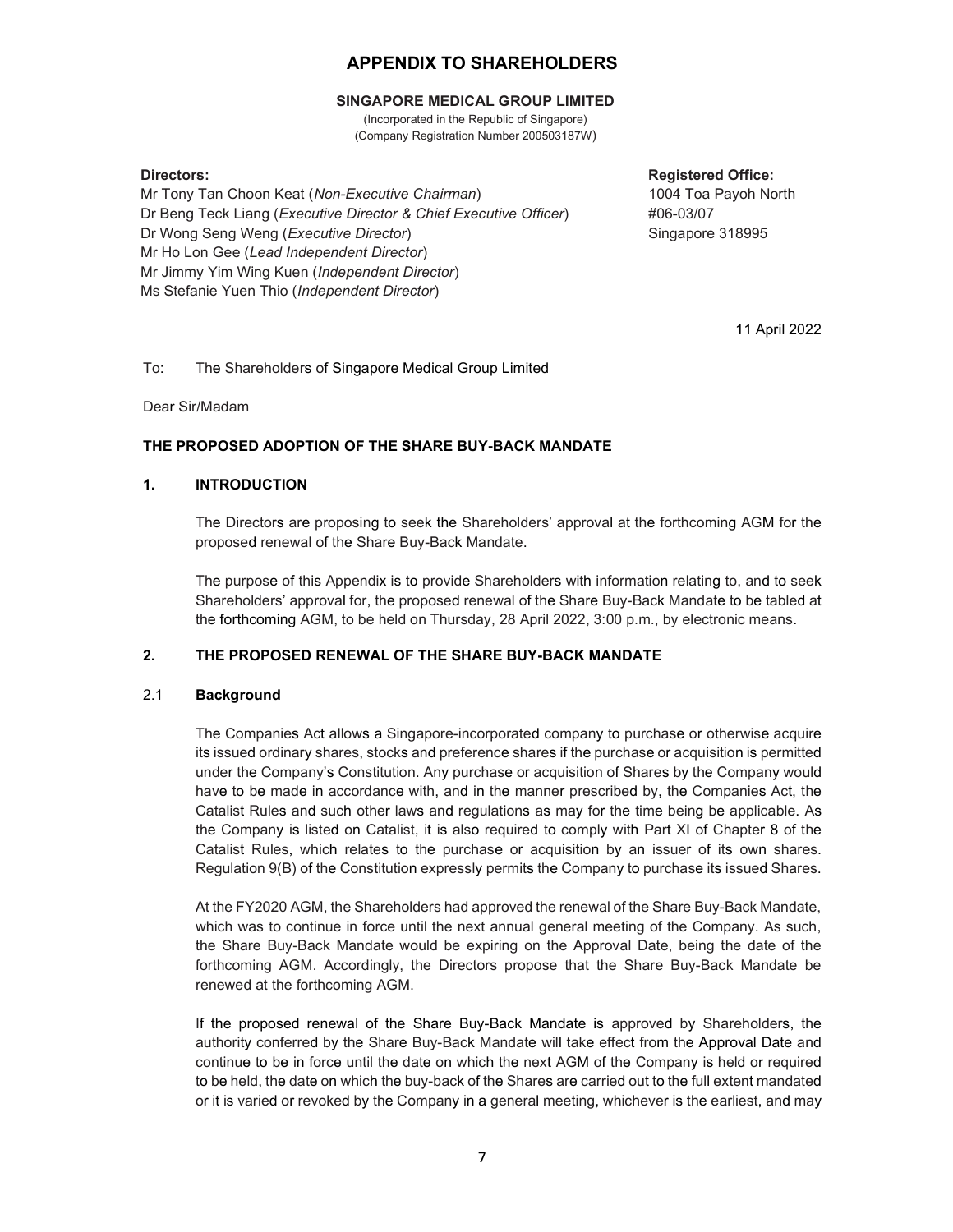# APPENDIX TO SHAREHOLDERS

**SINGAPORE MEDICAL GROUP LIMITED**

(Incorporated in the Republic of Singapore)
(Company Registration Number 200503187W)

**Directors:**

Mr Tony Tan Choon Keat (*Non-Executive Chairman*)
Dr Beng Teck Liang (*Executive Director & Chief Executive Officer*)
Dr Wong Seng Weng (*Executive Director*)
Mr Ho Lon Gee (*Lead Independent Director*)
Mr Jimmy Yim Wing Kuen (*Independent Director*)
Ms Stefanie Yuen Thio (*Independent Director*)

**Registered Office:**

1004 Toa Payoh North
#06-03/07
Singapore 318995

11 April 2022

To: The Shareholders of Singapore Medical Group Limited

Dear Sir/Madam

**THE PROPOSED ADOPTION OF THE SHARE BUY-BACK MANDATE**

## 1. INTRODUCTION

The Directors are proposing to seek the Shareholders' approval at the forthcoming AGM for the proposed renewal of the Share Buy-Back Mandate.

The purpose of this Appendix is to provide Shareholders with information relating to, and to seek Shareholders' approval for, the proposed renewal of the Share Buy-Back Mandate to be tabled at the forthcoming AGM, to be held on Thursday, 28 April 2022, 3:00 p.m., by electronic means.

## 2. THE PROPOSED RENEWAL OF THE SHARE BUY-BACK MANDATE

### 2.1 Background

The Companies Act allows a Singapore-incorporated company to purchase or otherwise acquire its issued ordinary shares, stocks and preference shares if the purchase or acquisition is permitted under the Company's Constitution. Any purchase or acquisition of Shares by the Company would have to be made in accordance with, and in the manner prescribed by, the Companies Act, the Catalist Rules and such other laws and regulations as may for the time being be applicable. As the Company is listed on Catalist, it is also required to comply with Part XI of Chapter 8 of the Catalist Rules, which relates to the purchase or acquisition by an issuer of its own shares. Regulation 9(B) of the Constitution expressly permits the Company to purchase its issued Shares.

At the FY2020 AGM, the Shareholders had approved the renewal of the Share Buy-Back Mandate, which was to continue in force until the next annual general meeting of the Company. As such, the Share Buy-Back Mandate would be expiring on the Approval Date, being the date of the forthcoming AGM. Accordingly, the Directors propose that the Share Buy-Back Mandate be renewed at the forthcoming AGM.

If the proposed renewal of the Share Buy-Back Mandate is approved by Shareholders, the authority conferred by the Share Buy-Back Mandate will take effect from the Approval Date and continue to be in force until the date on which the next AGM of the Company is held or required to be held, the date on which the buy-back of the Shares are carried out to the full extent mandated or it is varied or revoked by the Company in a general meeting, whichever is the earliest, and may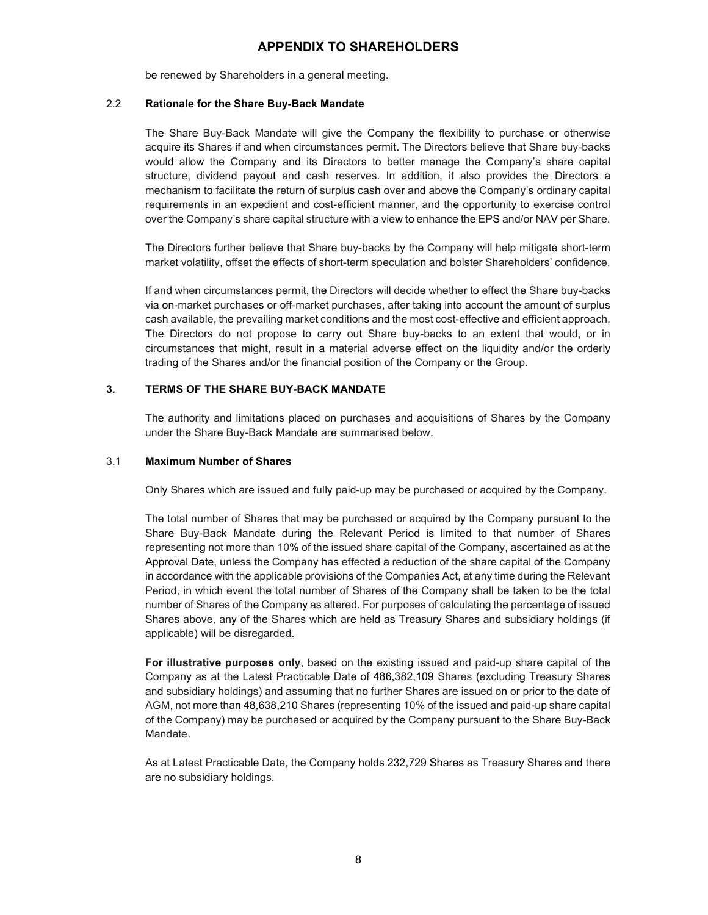be renewed by Shareholders in a general meeting.

### 2.2 Rationale for the Share Buy-Back Mandate

The Share Buy-Back Mandate will give the Company the flexibility to purchase or otherwise acquire its Shares if and when circumstances permit. The Directors believe that Share buy-backs would allow the Company and its Directors to better manage the Company's share capital structure, dividend payout and cash reserves. In addition, it also provides the Directors a mechanism to facilitate the return of surplus cash over and above the Company's ordinary capital requirements in an expedient and cost-efficient manner, and the opportunity to exercise control over the Company's share capital structure with a view to enhance the EPS and/or NAV per Share.

The Directors further believe that Share buy-backs by the Company will help mitigate short-term market volatility, offset the effects of short-term speculation and bolster Shareholders' confidence.

If and when circumstances permit, the Directors will decide whether to effect the Share buy-backs via on-market purchases or off-market purchases, after taking into account the amount of surplus cash available, the prevailing market conditions and the most cost-effective and efficient approach. The Directors do not propose to carry out Share buy-backs to an extent that would, or in circumstances that might, result in a material adverse effect on the liquidity and/or the orderly trading of the Shares and/or the financial position of the Company or the Group.

## 3. TERMS OF THE SHARE BUY-BACK MANDATE

The authority and limitations placed on purchases and acquisitions of Shares by the Company under the Share Buy-Back Mandate are summarised below.

### 3.1 Maximum Number of Shares

Only Shares which are issued and fully paid-up may be purchased or acquired by the Company.

The total number of Shares that may be purchased or acquired by the Company pursuant to the Share Buy-Back Mandate during the Relevant Period is limited to that number of Shares representing not more than 10% of the issued share capital of the Company, ascertained as at the Approval Date, unless the Company has effected a reduction of the share capital of the Company in accordance with the applicable provisions of the Companies Act, at any time during the Relevant Period, in which event the total number of Shares of the Company shall be taken to be the total number of Shares of the Company as altered. For purposes of calculating the percentage of issued Shares above, any of the Shares which are held as Treasury Shares and subsidiary holdings (if applicable) will be disregarded.

**For illustrative purposes only**, based on the existing issued and paid-up share capital of the Company as at the Latest Practicable Date of 486,382,109 Shares (excluding Treasury Shares and subsidiary holdings) and assuming that no further Shares are issued on or prior to the date of AGM, not more than 48,638,210 Shares (representing 10% of the issued and paid-up share capital of the Company) may be purchased or acquired by the Company pursuant to the Share Buy-Back Mandate.

As at Latest Practicable Date, the Company holds 232,729 Shares as Treasury Shares and there are no subsidiary holdings.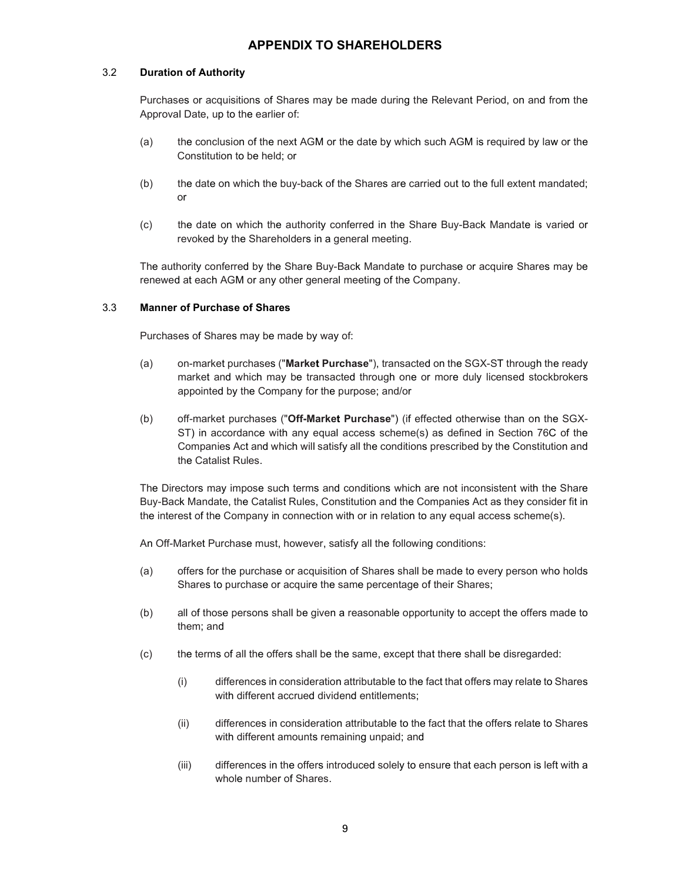## APPENDIX TO SHAREHOLDERS

### 3.2 Duration of Authority

Purchases or acquisitions of Shares may be made during the Relevant Period, on and from the Approval Date, up to the earlier of:

(a) the conclusion of the next AGM or the date by which such AGM is required by law or the Constitution to be held; or

(b) the date on which the buy-back of the Shares are carried out to the full extent mandated; or

(c) the date on which the authority conferred in the Share Buy-Back Mandate is varied or revoked by the Shareholders in a general meeting.

The authority conferred by the Share Buy-Back Mandate to purchase or acquire Shares may be renewed at each AGM or any other general meeting of the Company.

### 3.3 Manner of Purchase of Shares

Purchases of Shares may be made by way of:

(a) on-market purchases ("**Market Purchase**"), transacted on the SGX-ST through the ready market and which may be transacted through one or more duly licensed stockbrokers appointed by the Company for the purpose; and/or

(b) off-market purchases ("**Off-Market Purchase**") (if effected otherwise than on the SGX-ST) in accordance with any equal access scheme(s) as defined in Section 76C of the Companies Act and which will satisfy all the conditions prescribed by the Constitution and the Catalist Rules.

The Directors may impose such terms and conditions which are not inconsistent with the Share Buy-Back Mandate, the Catalist Rules, Constitution and the Companies Act as they consider fit in the interest of the Company in connection with or in relation to any equal access scheme(s).

An Off-Market Purchase must, however, satisfy all the following conditions:

(a) offers for the purchase or acquisition of Shares shall be made to every person who holds Shares to purchase or acquire the same percentage of their Shares;

(b) all of those persons shall be given a reasonable opportunity to accept the offers made to them; and

(c) the terms of all the offers shall be the same, except that there shall be disregarded:

  (i) differences in consideration attributable to the fact that offers may relate to Shares with different accrued dividend entitlements;

  (ii) differences in consideration attributable to the fact that the offers relate to Shares with different amounts remaining unpaid; and

  (iii) differences in the offers introduced solely to ensure that each person is left with a whole number of Shares.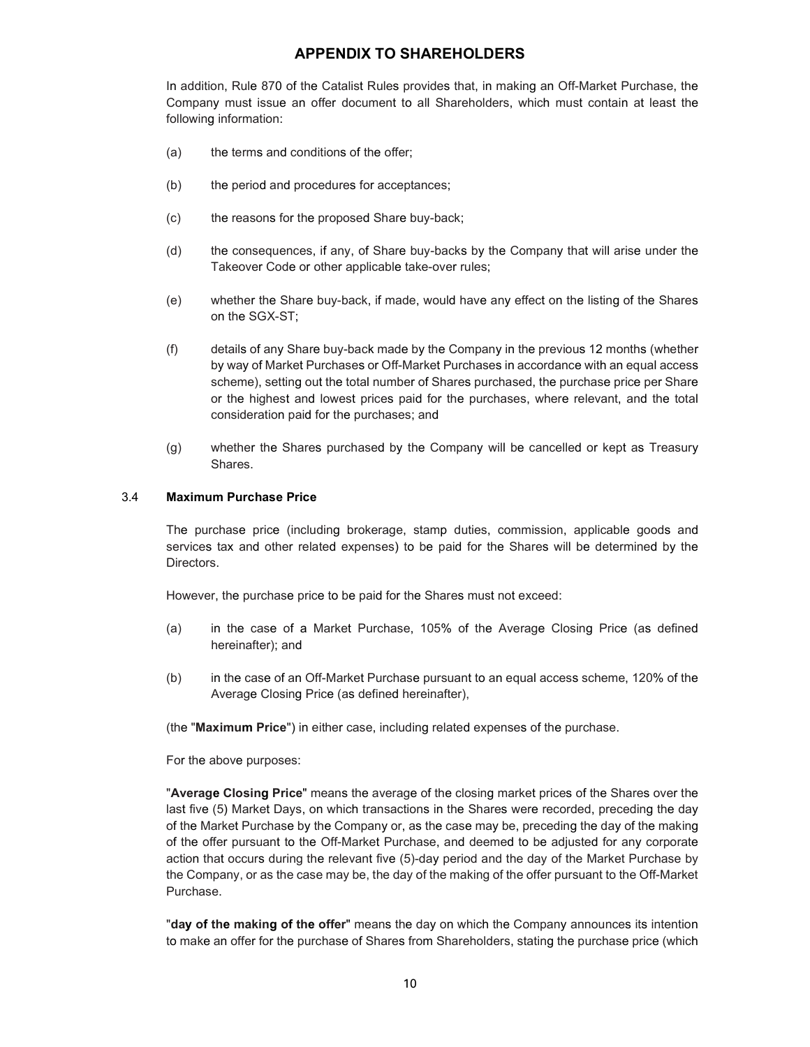In addition, Rule 870 of the Catalist Rules provides that, in making an Off-Market Purchase, the Company must issue an offer document to all Shareholders, which must contain at least the following information:

(a) the terms and conditions of the offer;

(b) the period and procedures for acceptances;

(c) the reasons for the proposed Share buy-back;

(d) the consequences, if any, of Share buy-backs by the Company that will arise under the Takeover Code or other applicable take-over rules;

(e) whether the Share buy-back, if made, would have any effect on the listing of the Shares on the SGX-ST;

(f) details of any Share buy-back made by the Company in the previous 12 months (whether by way of Market Purchases or Off-Market Purchases in accordance with an equal access scheme), setting out the total number of Shares purchased, the purchase price per Share or the highest and lowest prices paid for the purchases, where relevant, and the total consideration paid for the purchases; and

(g) whether the Shares purchased by the Company will be cancelled or kept as Treasury Shares.

### 3.4 Maximum Purchase Price

The purchase price (including brokerage, stamp duties, commission, applicable goods and services tax and other related expenses) to be paid for the Shares will be determined by the Directors.

However, the purchase price to be paid for the Shares must not exceed:

(a) in the case of a Market Purchase, 105% of the Average Closing Price (as defined hereinafter); and

(b) in the case of an Off-Market Purchase pursuant to an equal access scheme, 120% of the Average Closing Price (as defined hereinafter),

(the "**Maximum Price**") in either case, including related expenses of the purchase.

For the above purposes:

"**Average Closing Price**" means the average of the closing market prices of the Shares over the last five (5) Market Days, on which transactions in the Shares were recorded, preceding the day of the Market Purchase by the Company or, as the case may be, preceding the day of the making of the offer pursuant to the Off-Market Purchase, and deemed to be adjusted for any corporate action that occurs during the relevant five (5)-day period and the day of the Market Purchase by the Company, or as the case may be, the day of the making of the offer pursuant to the Off-Market Purchase.

"**day of the making of the offer**" means the day on which the Company announces its intention to make an offer for the purchase of Shares from Shareholders, stating the purchase price (which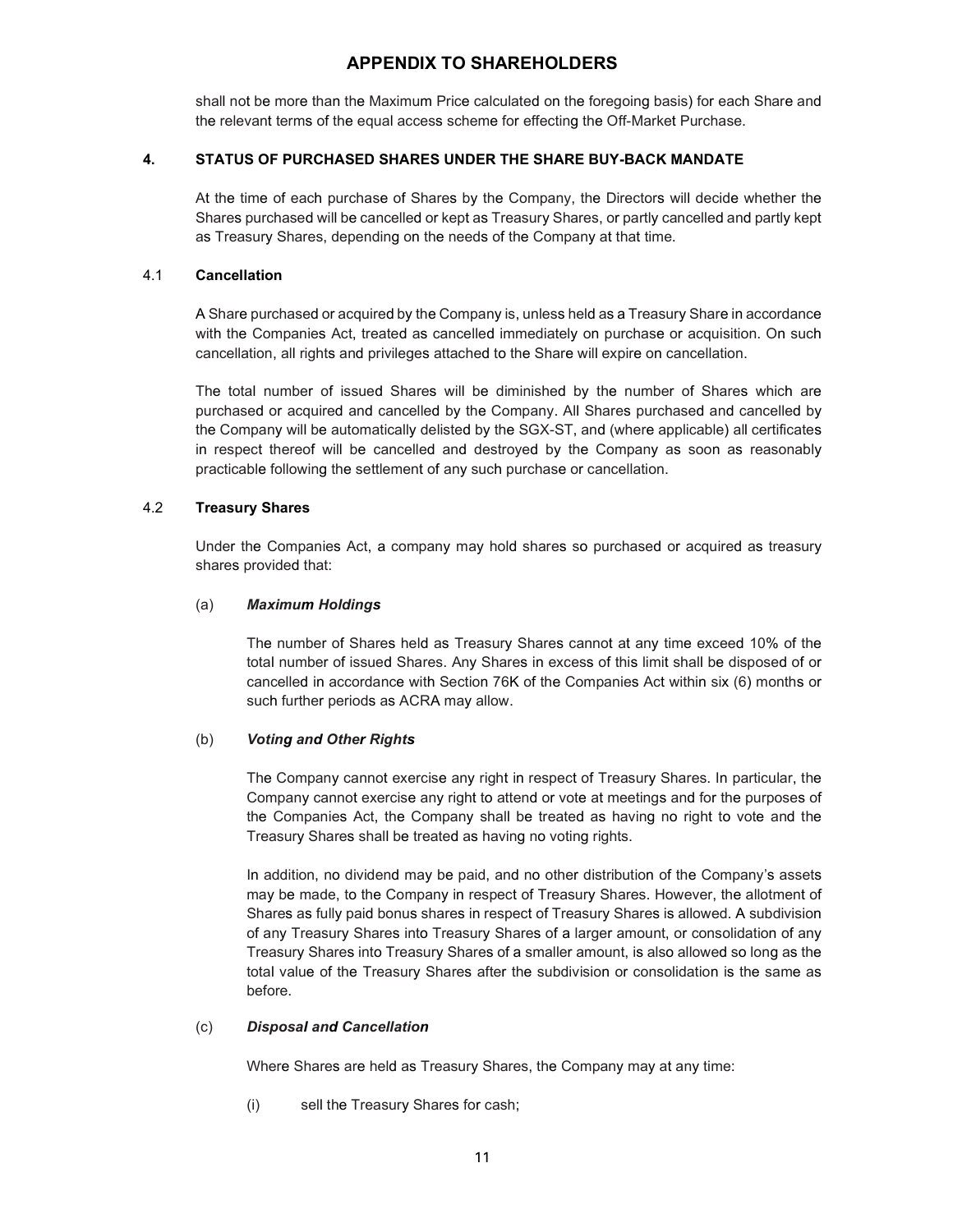shall not be more than the Maximum Price calculated on the foregoing basis) for each Share and the relevant terms of the equal access scheme for effecting the Off-Market Purchase.

## 4. STATUS OF PURCHASED SHARES UNDER THE SHARE BUY-BACK MANDATE

At the time of each purchase of Shares by the Company, the Directors will decide whether the Shares purchased will be cancelled or kept as Treasury Shares, or partly cancelled and partly kept as Treasury Shares, depending on the needs of the Company at that time.

### 4.1 Cancellation

A Share purchased or acquired by the Company is, unless held as a Treasury Share in accordance with the Companies Act, treated as cancelled immediately on purchase or acquisition. On such cancellation, all rights and privileges attached to the Share will expire on cancellation.

The total number of issued Shares will be diminished by the number of Shares which are purchased or acquired and cancelled by the Company. All Shares purchased and cancelled by the Company will be automatically delisted by the SGX-ST, and (where applicable) all certificates in respect thereof will be cancelled and destroyed by the Company as soon as reasonably practicable following the settlement of any such purchase or cancellation.

### 4.2 Treasury Shares

Under the Companies Act, a company may hold shares so purchased or acquired as treasury shares provided that:

(a) ***Maximum Holdings***

The number of Shares held as Treasury Shares cannot at any time exceed 10% of the total number of issued Shares. Any Shares in excess of this limit shall be disposed of or cancelled in accordance with Section 76K of the Companies Act within six (6) months or such further periods as ACRA may allow.

(b) ***Voting and Other Rights***

The Company cannot exercise any right in respect of Treasury Shares. In particular, the Company cannot exercise any right to attend or vote at meetings and for the purposes of the Companies Act, the Company shall be treated as having no right to vote and the Treasury Shares shall be treated as having no voting rights.

In addition, no dividend may be paid, and no other distribution of the Company's assets may be made, to the Company in respect of Treasury Shares. However, the allotment of Shares as fully paid bonus shares in respect of Treasury Shares is allowed. A subdivision of any Treasury Shares into Treasury Shares of a larger amount, or consolidation of any Treasury Shares into Treasury Shares of a smaller amount, is also allowed so long as the total value of the Treasury Shares after the subdivision or consolidation is the same as before.

(c) ***Disposal and Cancellation***

Where Shares are held as Treasury Shares, the Company may at any time:

(i) sell the Treasury Shares for cash;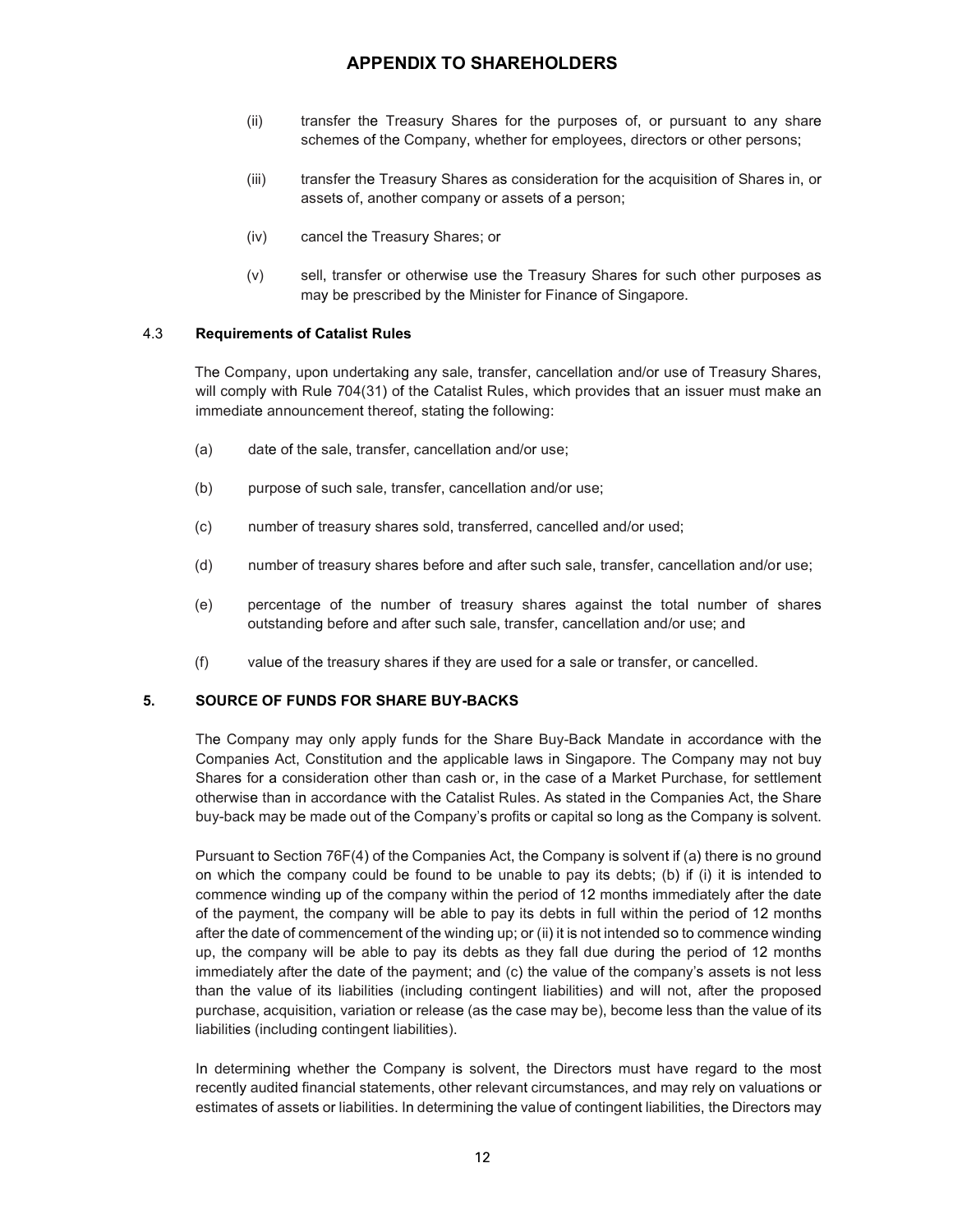# APPENDIX TO SHAREHOLDERS

(ii) transfer the Treasury Shares for the purposes of, or pursuant to any share schemes of the Company, whether for employees, directors or other persons;

(iii) transfer the Treasury Shares as consideration for the acquisition of Shares in, or assets of, another company or assets of a person;

(iv) cancel the Treasury Shares; or

(v) sell, transfer or otherwise use the Treasury Shares for such other purposes as may be prescribed by the Minister for Finance of Singapore.

### 4.3 Requirements of Catalist Rules

The Company, upon undertaking any sale, transfer, cancellation and/or use of Treasury Shares, will comply with Rule 704(31) of the Catalist Rules, which provides that an issuer must make an immediate announcement thereof, stating the following:

(a) date of the sale, transfer, cancellation and/or use;

(b) purpose of such sale, transfer, cancellation and/or use;

(c) number of treasury shares sold, transferred, cancelled and/or used;

(d) number of treasury shares before and after such sale, transfer, cancellation and/or use;

(e) percentage of the number of treasury shares against the total number of shares outstanding before and after such sale, transfer, cancellation and/or use; and

(f) value of the treasury shares if they are used for a sale or transfer, or cancelled.

## 5. SOURCE OF FUNDS FOR SHARE BUY-BACKS

The Company may only apply funds for the Share Buy-Back Mandate in accordance with the Companies Act, Constitution and the applicable laws in Singapore. The Company may not buy Shares for a consideration other than cash or, in the case of a Market Purchase, for settlement otherwise than in accordance with the Catalist Rules. As stated in the Companies Act, the Share buy-back may be made out of the Company's profits or capital so long as the Company is solvent.

Pursuant to Section 76F(4) of the Companies Act, the Company is solvent if (a) there is no ground on which the company could be found to be unable to pay its debts; (b) if (i) it is intended to commence winding up of the company within the period of 12 months immediately after the date of the payment, the company will be able to pay its debts in full within the period of 12 months after the date of commencement of the winding up; or (ii) it is not intended so to commence winding up, the company will be able to pay its debts as they fall due during the period of 12 months immediately after the date of the payment; and (c) the value of the company's assets is not less than the value of its liabilities (including contingent liabilities) and will not, after the proposed purchase, acquisition, variation or release (as the case may be), become less than the value of its liabilities (including contingent liabilities).

In determining whether the Company is solvent, the Directors must have regard to the most recently audited financial statements, other relevant circumstances, and may rely on valuations or estimates of assets or liabilities. In determining the value of contingent liabilities, the Directors may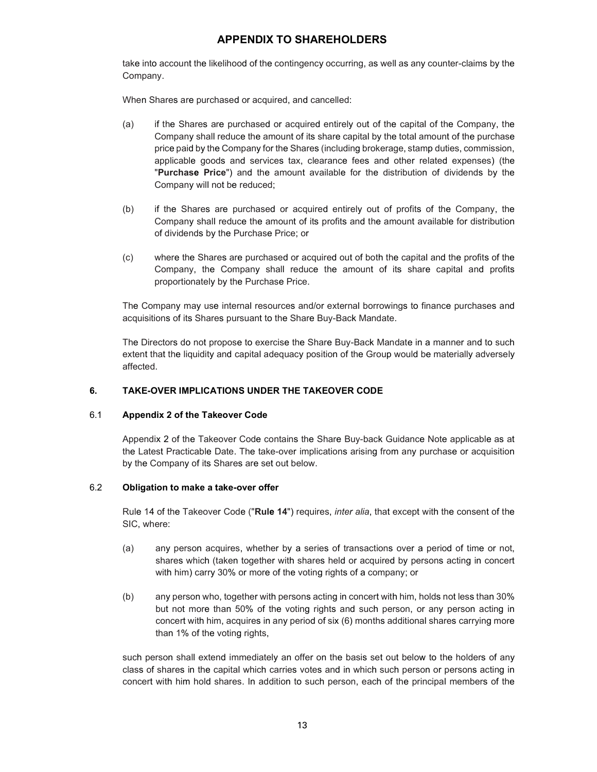take into account the likelihood of the contingency occurring, as well as any counter-claims by the Company.

When Shares are purchased or acquired, and cancelled:

(a) if the Shares are purchased or acquired entirely out of the capital of the Company, the Company shall reduce the amount of its share capital by the total amount of the purchase price paid by the Company for the Shares (including brokerage, stamp duties, commission, applicable goods and services tax, clearance fees and other related expenses) (the "**Purchase Price**") and the amount available for the distribution of dividends by the Company will not be reduced;

(b) if the Shares are purchased or acquired entirely out of profits of the Company, the Company shall reduce the amount of its profits and the amount available for distribution of dividends by the Purchase Price; or

(c) where the Shares are purchased or acquired out of both the capital and the profits of the Company, the Company shall reduce the amount of its share capital and profits proportionately by the Purchase Price.

The Company may use internal resources and/or external borrowings to finance purchases and acquisitions of its Shares pursuant to the Share Buy-Back Mandate.

The Directors do not propose to exercise the Share Buy-Back Mandate in a manner and to such extent that the liquidity and capital adequacy position of the Group would be materially adversely affected.

## 6. TAKE-OVER IMPLICATIONS UNDER THE TAKEOVER CODE

### 6.1 Appendix 2 of the Takeover Code

Appendix 2 of the Takeover Code contains the Share Buy-back Guidance Note applicable as at the Latest Practicable Date. The take-over implications arising from any purchase or acquisition by the Company of its Shares are set out below.

### 6.2 Obligation to make a take-over offer

Rule 14 of the Takeover Code ("**Rule 14**") requires, *inter alia*, that except with the consent of the SIC, where:

(a) any person acquires, whether by a series of transactions over a period of time or not, shares which (taken together with shares held or acquired by persons acting in concert with him) carry 30% or more of the voting rights of a company; or

(b) any person who, together with persons acting in concert with him, holds not less than 30% but not more than 50% of the voting rights and such person, or any person acting in concert with him, acquires in any period of six (6) months additional shares carrying more than 1% of the voting rights,

such person shall extend immediately an offer on the basis set out below to the holders of any class of shares in the capital which carries votes and in which such person or persons acting in concert with him hold shares. In addition to such person, each of the principal members of the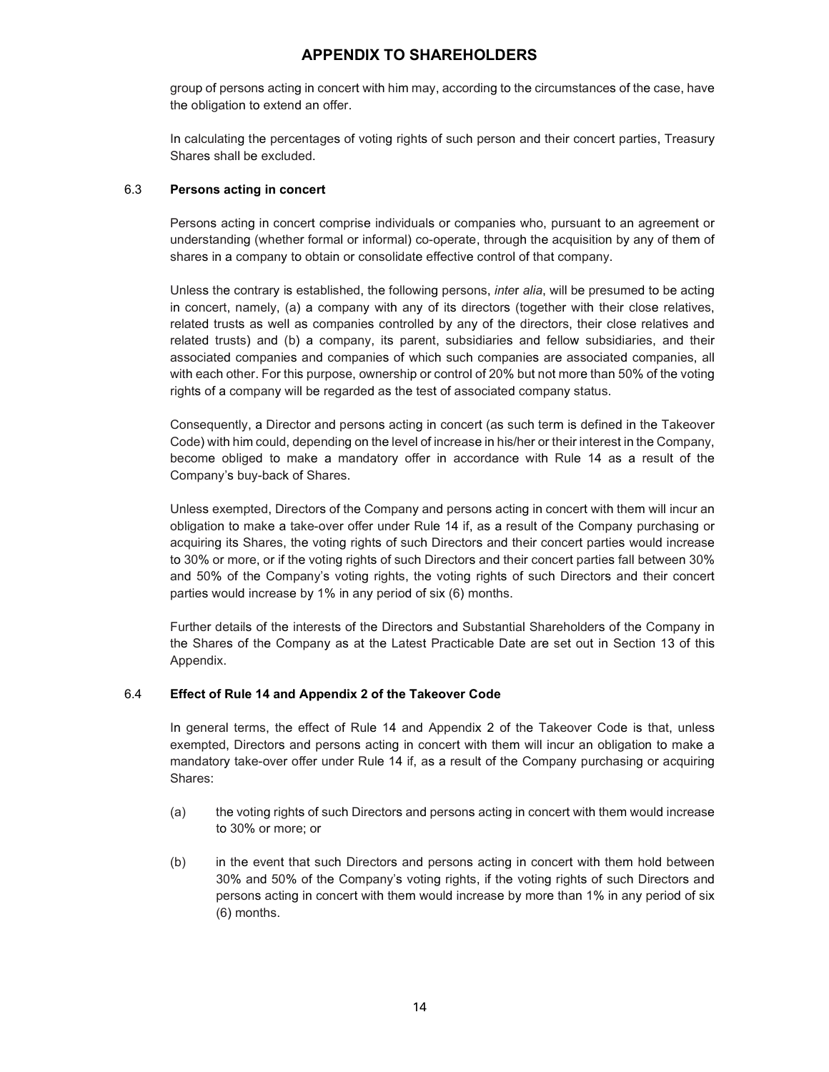group of persons acting in concert with him may, according to the circumstances of the case, have the obligation to extend an offer.

In calculating the percentages of voting rights of such person and their concert parties, Treasury Shares shall be excluded.

### 6.3 Persons acting in concert

Persons acting in concert comprise individuals or companies who, pursuant to an agreement or understanding (whether formal or informal) co-operate, through the acquisition by any of them of shares in a company to obtain or consolidate effective control of that company.

Unless the contrary is established, the following persons, *inter alia*, will be presumed to be acting in concert, namely, (a) a company with any of its directors (together with their close relatives, related trusts as well as companies controlled by any of the directors, their close relatives and related trusts) and (b) a company, its parent, subsidiaries and fellow subsidiaries, and their associated companies and companies of which such companies are associated companies, all with each other. For this purpose, ownership or control of 20% but not more than 50% of the voting rights of a company will be regarded as the test of associated company status.

Consequently, a Director and persons acting in concert (as such term is defined in the Takeover Code) with him could, depending on the level of increase in his/her or their interest in the Company, become obliged to make a mandatory offer in accordance with Rule 14 as a result of the Company's buy-back of Shares.

Unless exempted, Directors of the Company and persons acting in concert with them will incur an obligation to make a take-over offer under Rule 14 if, as a result of the Company purchasing or acquiring its Shares, the voting rights of such Directors and their concert parties would increase to 30% or more, or if the voting rights of such Directors and their concert parties fall between 30% and 50% of the Company's voting rights, the voting rights of such Directors and their concert parties would increase by 1% in any period of six (6) months.

Further details of the interests of the Directors and Substantial Shareholders of the Company in the Shares of the Company as at the Latest Practicable Date are set out in Section 13 of this Appendix.

### 6.4 Effect of Rule 14 and Appendix 2 of the Takeover Code

In general terms, the effect of Rule 14 and Appendix 2 of the Takeover Code is that, unless exempted, Directors and persons acting in concert with them will incur an obligation to make a mandatory take-over offer under Rule 14 if, as a result of the Company purchasing or acquiring Shares:

(a) the voting rights of such Directors and persons acting in concert with them would increase to 30% or more; or

(b) in the event that such Directors and persons acting in concert with them hold between 30% and 50% of the Company's voting rights, if the voting rights of such Directors and persons acting in concert with them would increase by more than 1% in any period of six (6) months.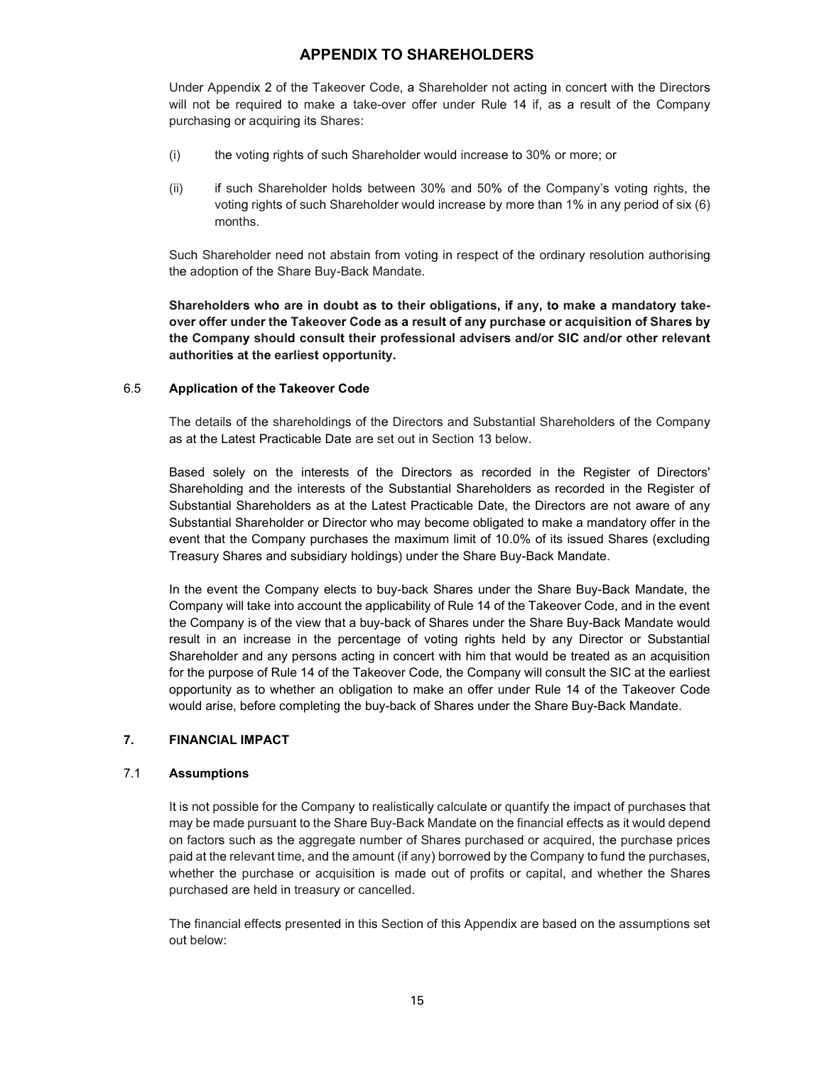Under Appendix 2 of the Takeover Code, a Shareholder not acting in concert with the Directors will not be required to make a take-over offer under Rule 14 if, as a result of the Company purchasing or acquiring its Shares:

(i) the voting rights of such Shareholder would increase to 30% or more; or

(ii) if such Shareholder holds between 30% and 50% of the Company's voting rights, the voting rights of such Shareholder would increase by more than 1% in any period of six (6) months.

Such Shareholder need not abstain from voting in respect of the ordinary resolution authorising the adoption of the Share Buy-Back Mandate.

**Shareholders who are in doubt as to their obligations, if any, to make a mandatory take-over offer under the Takeover Code as a result of any purchase or acquisition of Shares by the Company should consult their professional advisers and/or SIC and/or other relevant authorities at the earliest opportunity.**

### 6.5 Application of the Takeover Code

The details of the shareholdings of the Directors and Substantial Shareholders of the Company as at the Latest Practicable Date are set out in Section 13 below.

Based solely on the interests of the Directors as recorded in the Register of Directors' Shareholding and the interests of the Substantial Shareholders as recorded in the Register of Substantial Shareholders as at the Latest Practicable Date, the Directors are not aware of any Substantial Shareholder or Director who may become obligated to make a mandatory offer in the event that the Company purchases the maximum limit of 10.0% of its issued Shares (excluding Treasury Shares and subsidiary holdings) under the Share Buy-Back Mandate.

In the event the Company elects to buy-back Shares under the Share Buy-Back Mandate, the Company will take into account the applicability of Rule 14 of the Takeover Code, and in the event the Company is of the view that a buy-back of Shares under the Share Buy-Back Mandate would result in an increase in the percentage of voting rights held by any Director or Substantial Shareholder and any persons acting in concert with him that would be treated as an acquisition for the purpose of Rule 14 of the Takeover Code, the Company will consult the SIC at the earliest opportunity as to whether an obligation to make an offer under Rule 14 of the Takeover Code would arise, before completing the buy-back of Shares under the Share Buy-Back Mandate.

## 7. FINANCIAL IMPACT

### 7.1 Assumptions

It is not possible for the Company to realistically calculate or quantify the impact of purchases that may be made pursuant to the Share Buy-Back Mandate on the financial effects as it would depend on factors such as the aggregate number of Shares purchased or acquired, the purchase prices paid at the relevant time, and the amount (if any) borrowed by the Company to fund the purchases, whether the purchase or acquisition is made out of profits or capital, and whether the Shares purchased are held in treasury or cancelled.

The financial effects presented in this Section of this Appendix are based on the assumptions set out below: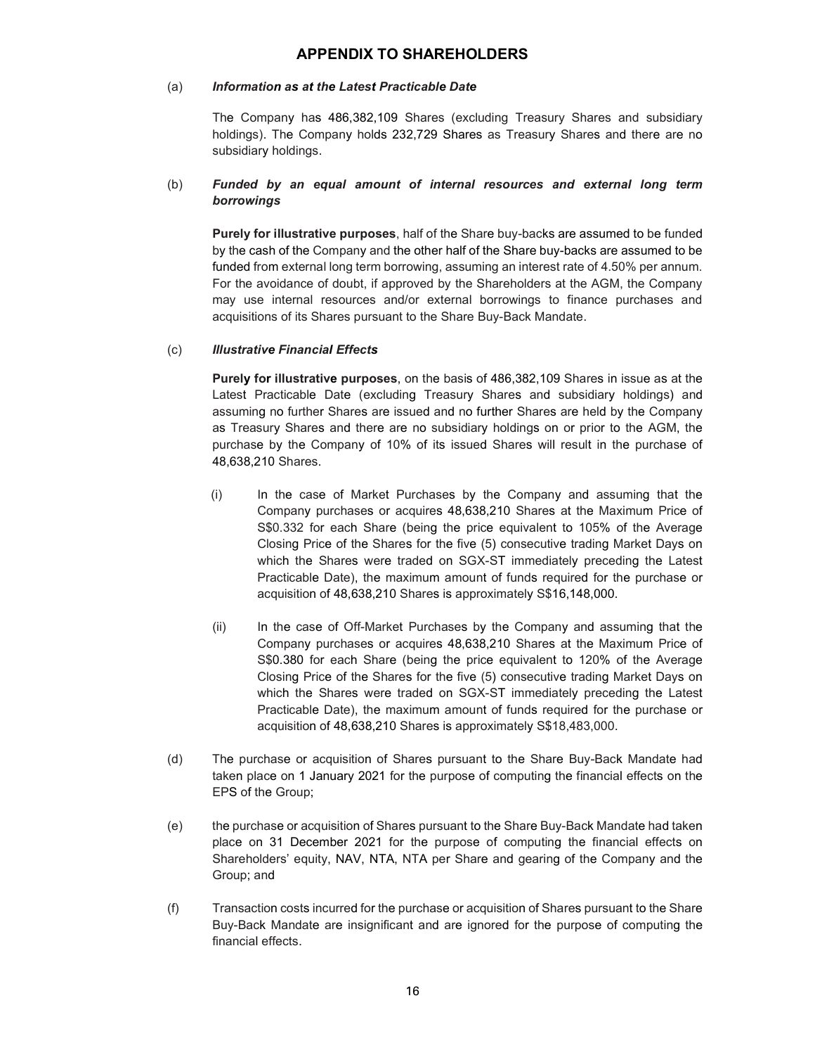# APPENDIX TO SHAREHOLDERS

(a) ***Information as at the Latest Practicable Date***

The Company has 486,382,109 Shares (excluding Treasury Shares and subsidiary holdings). The Company holds 232,729 Shares as Treasury Shares and there are no subsidiary holdings.

(b) ***Funded by an equal amount of internal resources and external long term borrowings***

**Purely for illustrative purposes**, half of the Share buy-backs are assumed to be funded by the cash of the Company and the other half of the Share buy-backs are assumed to be funded from external long term borrowing, assuming an interest rate of 4.50% per annum. For the avoidance of doubt, if approved by the Shareholders at the AGM, the Company may use internal resources and/or external borrowings to finance purchases and acquisitions of its Shares pursuant to the Share Buy-Back Mandate.

(c) ***Illustrative Financial Effects***

**Purely for illustrative purposes**, on the basis of 486,382,109 Shares in issue as at the Latest Practicable Date (excluding Treasury Shares and subsidiary holdings) and assuming no further Shares are issued and no further Shares are held by the Company as Treasury Shares and there are no subsidiary holdings on or prior to the AGM, the purchase by the Company of 10% of its issued Shares will result in the purchase of 48,638,210 Shares.

(i) In the case of Market Purchases by the Company and assuming that the Company purchases or acquires 48,638,210 Shares at the Maximum Price of S$0.332 for each Share (being the price equivalent to 105% of the Average Closing Price of the Shares for the five (5) consecutive trading Market Days on which the Shares were traded on SGX-ST immediately preceding the Latest Practicable Date), the maximum amount of funds required for the purchase or acquisition of 48,638,210 Shares is approximately S$16,148,000.

(ii) In the case of Off-Market Purchases by the Company and assuming that the Company purchases or acquires 48,638,210 Shares at the Maximum Price of S$0.380 for each Share (being the price equivalent to 120% of the Average Closing Price of the Shares for the five (5) consecutive trading Market Days on which the Shares were traded on SGX-ST immediately preceding the Latest Practicable Date), the maximum amount of funds required for the purchase or acquisition of 48,638,210 Shares is approximately S$18,483,000.

(d) The purchase or acquisition of Shares pursuant to the Share Buy-Back Mandate had taken place on 1 January 2021 for the purpose of computing the financial effects on the EPS of the Group;

(e) the purchase or acquisition of Shares pursuant to the Share Buy-Back Mandate had taken place on 31 December 2021 for the purpose of computing the financial effects on Shareholders' equity, NAV, NTA, NTA per Share and gearing of the Company and the Group; and

(f) Transaction costs incurred for the purchase or acquisition of Shares pursuant to the Share Buy-Back Mandate are insignificant and are ignored for the purpose of computing the financial effects.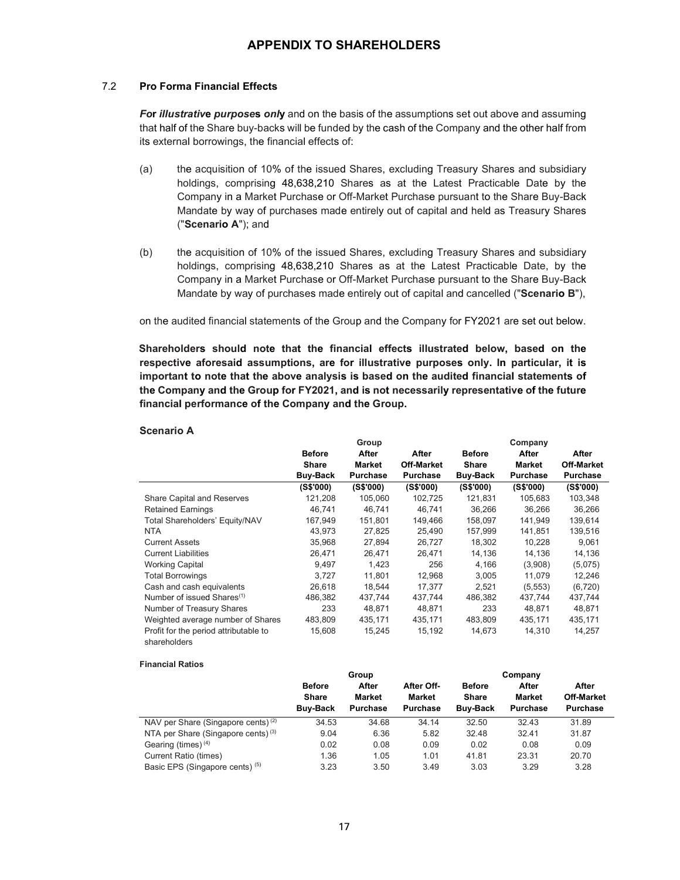# APPENDIX TO SHAREHOLDERS

### 7.2 Pro Forma Financial Effects

***For illustrative purposes only*** and on the basis of the assumptions set out above and assuming that half of the Share buy-backs will be funded by the cash of the Company and the other half from its external borrowings, the financial effects of:

(a) the acquisition of 10% of the issued Shares, excluding Treasury Shares and subsidiary holdings, comprising 48,638,210 Shares as at the Latest Practicable Date by the Company in a Market Purchase or Off-Market Purchase pursuant to the Share Buy-Back Mandate by way of purchases made entirely out of capital and held as Treasury Shares ("**Scenario A**"); and

(b) the acquisition of 10% of the issued Shares, excluding Treasury Shares and subsidiary holdings, comprising 48,638,210 Shares as at the Latest Practicable Date, by the Company in a Market Purchase or Off-Market Purchase pursuant to the Share Buy-Back Mandate by way of purchases made entirely out of capital and cancelled ("**Scenario B**"),

on the audited financial statements of the Group and the Company for FY2021 are set out below.

**Shareholders should note that the financial effects illustrated below, based on the respective aforesaid assumptions, are for illustrative purposes only. In particular, it is important to note that the above analysis is based on the audited financial statements of the Company and the Group for FY2021, and is not necessarily representative of the future financial performance of the Company and the Group.**

**Scenario A**

| | Group | | | Company | | |
|---|---|---|---|---|---|---|
| | **Before Share Buy-Back** | **After Market Purchase** | **After Off-Market Purchase** | **Before Share Buy-Back** | **After Market Purchase** | **After Off-Market Purchase** |
| | **(S$'000)** | **(S$'000)** | **(S$'000)** | **(S$'000)** | **(S$'000)** | **(S$'000)** |
| Share Capital and Reserves | 121,208 | 105,060 | 102,725 | 121,831 | 105,683 | 103,348 |
| Retained Earnings | 46,741 | 46,741 | 46,741 | 36,266 | 36,266 | 36,266 |
| Total Shareholders' Equity/NAV | 167,949 | 151,801 | 149,466 | 158,097 | 141,949 | 139,614 |
| NTA | 43,973 | 27,825 | 25,490 | 157,999 | 141,851 | 139,516 |
| Current Assets | 35,968 | 27,894 | 26,727 | 18,302 | 10,228 | 9,061 |
| Current Liabilities | 26,471 | 26,471 | 26,471 | 14,136 | 14,136 | 14,136 |
| Working Capital | 9,497 | 1,423 | 256 | 4,166 | (3,908) | (5,075) |
| Total Borrowings | 3,727 | 11,801 | 12,968 | 3,005 | 11,079 | 12,246 |
| Cash and cash equivalents | 26,618 | 18,544 | 17,377 | 2,521 | (5,553) | (6,720) |
| Number of issued Shares[(1)] | 486,382 | 437,744 | 437,744 | 486,382 | 437,744 | 437,744 |
| Number of Treasury Shares | 233 | 48,871 | 48,871 | 233 | 48,871 | 48,871 |
| Weighted average number of Shares | 483,809 | 435,171 | 435,171 | 483,809 | 435,171 | 435,171 |
| Profit for the period attributable to shareholders | 15,608 | 15,245 | 15,192 | 14,673 | 14,310 | 14,257 |

**Financial Ratios**

| | Group | | | Company | | |
|---|---|---|---|---|---|---|
| | **Before Share Buy-Back** | **After Market Purchase** | **After Off-Market Purchase** | **Before Share Buy-Back** | **After Market Purchase** | **After Off-Market Purchase** |
| NAV per Share (Singapore cents) [(2)] | 34.53 | 34.68 | 34.14 | 32.50 | 32.43 | 31.89 |
| NTA per Share (Singapore cents) [(3)] | 9.04 | 6.36 | 5.82 | 32.48 | 32.41 | 31.87 |
| Gearing (times) [(4)] | 0.02 | 0.08 | 0.09 | 0.02 | 0.08 | 0.09 |
| Current Ratio (times) | 1.36 | 1.05 | 1.01 | 41.81 | 23.31 | 20.70 |
| Basic EPS (Singapore cents) [(5)] | 3.23 | 3.50 | 3.49 | 3.03 | 3.29 | 3.28 |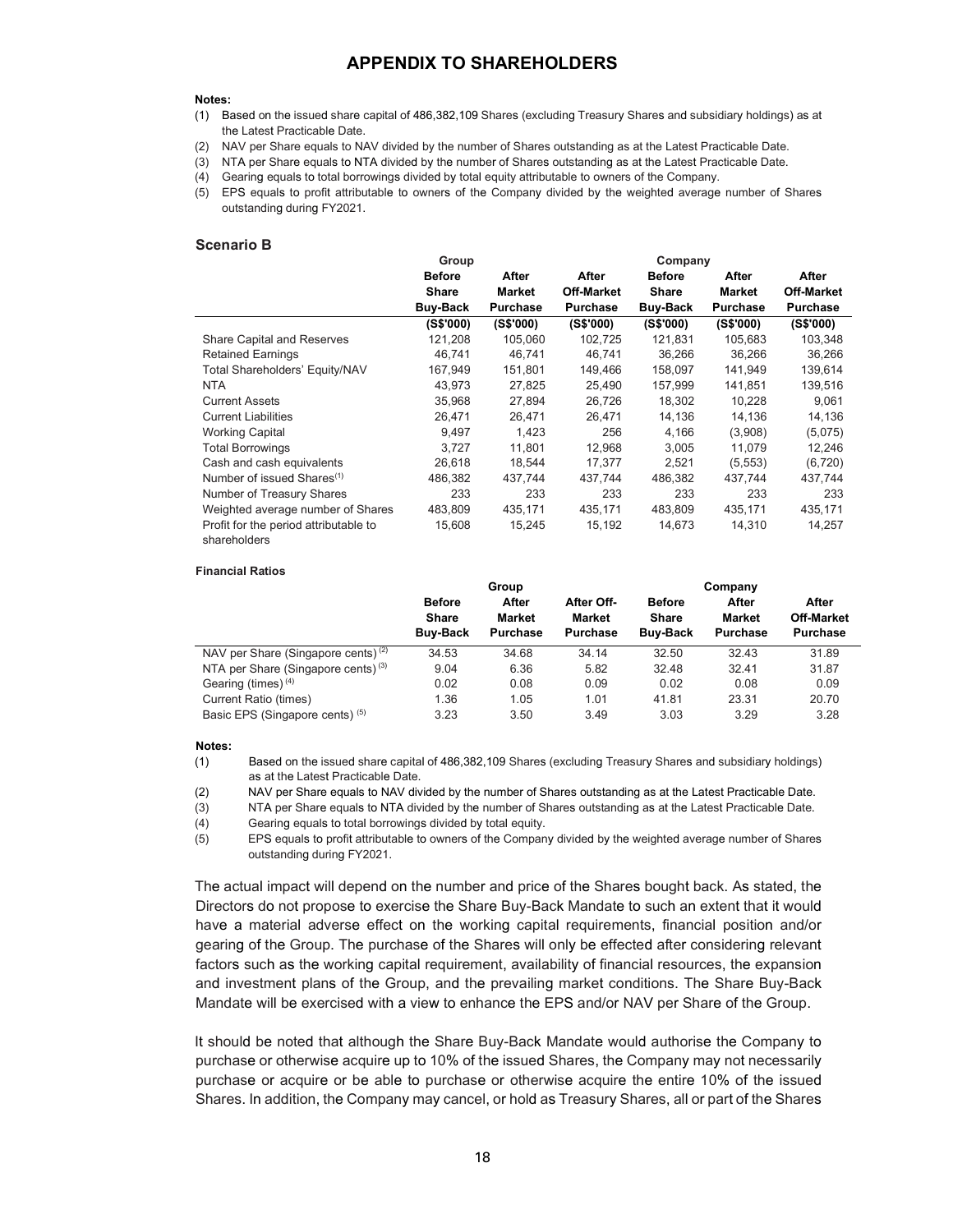**Notes:**

(1) Based on the issued share capital of 486,382,109 Shares (excluding Treasury Shares and subsidiary holdings) as at the Latest Practicable Date.
(2) NAV per Share equals to NAV divided by the number of Shares outstanding as at the Latest Practicable Date.
(3) NTA per Share equals to NTA divided by the number of Shares outstanding as at the Latest Practicable Date.
(4) Gearing equals to total borrowings divided by total equity attributable to owners of the Company.
(5) EPS equals to profit attributable to owners of the Company divided by the weighted average number of Shares outstanding during FY2021.

### Scenario B

| | Group | | | Company | | |
|---|---|---|---|---|---|---|
| | Before Share Buy-Back | After Market Purchase | After Off-Market Purchase | Before Share Buy-Back | After Market Purchase | After Off-Market Purchase |
| | (S$'000) | (S$'000) | (S$'000) | (S$'000) | (S$'000) | (S$'000) |
| Share Capital and Reserves | 121,208 | 105,060 | 102,725 | 121,831 | 105,683 | 103,348 |
| Retained Earnings | 46,741 | 46,741 | 46,741 | 36,266 | 36,266 | 36,266 |
| Total Shareholders' Equity/NAV | 167,949 | 151,801 | 149,466 | 158,097 | 141,949 | 139,614 |
| NTA | 43,973 | 27,825 | 25,490 | 157,999 | 141,851 | 139,516 |
| Current Assets | 35,968 | 27,894 | 26,726 | 18,302 | 10,228 | 9,061 |
| Current Liabilities | 26,471 | 26,471 | 26,471 | 14,136 | 14,136 | 14,136 |
| Working Capital | 9,497 | 1,423 | 256 | 4,166 | (3,908) | (5,075) |
| Total Borrowings | 3,727 | 11,801 | 12,968 | 3,005 | 11,079 | 12,246 |
| Cash and cash equivalents | 26,618 | 18,544 | 17,377 | 2,521 | (5,553) | (6,720) |
| Number of issued Shares[(1)] | 486,382 | 437,744 | 437,744 | 486,382 | 437,744 | 437,744 |
| Number of Treasury Shares | 233 | 233 | 233 | 233 | 233 | 233 |
| Weighted average number of Shares | 483,809 | 435,171 | 435,171 | 483,809 | 435,171 | 435,171 |
| Profit for the period attributable to shareholders | 15,608 | 15,245 | 15,192 | 14,673 | 14,310 | 14,257 |

**Financial Ratios**

| | Group | | | Company | | |
|---|---|---|---|---|---|---|
| | Before Share Buy-Back | After Market Purchase | After Off-Market Purchase | Before Share Buy-Back | After Market Purchase | After Off-Market Purchase |
| NAV per Share (Singapore cents)[(2)] | 34.53 | 34.68 | 34.14 | 32.50 | 32.43 | 31.89 |
| NTA per Share (Singapore cents)[(3)] | 9.04 | 6.36 | 5.82 | 32.48 | 32.41 | 31.87 |
| Gearing (times)[(4)] | 0.02 | 0.08 | 0.09 | 0.02 | 0.08 | 0.09 |
| Current Ratio (times) | 1.36 | 1.05 | 1.01 | 41.81 | 23.31 | 20.70 |
| Basic EPS (Singapore cents)[(5)] | 3.23 | 3.50 | 3.49 | 3.03 | 3.29 | 3.28 |

**Notes:**

(1) Based on the issued share capital of 486,382,109 Shares (excluding Treasury Shares and subsidiary holdings) as at the Latest Practicable Date.
(2) NAV per Share equals to NAV divided by the number of Shares outstanding as at the Latest Practicable Date.
(3) NTA per Share equals to NTA divided by the number of Shares outstanding as at the Latest Practicable Date.
(4) Gearing equals to total borrowings divided by total equity.
(5) EPS equals to profit attributable to owners of the Company divided by the weighted average number of Shares outstanding during FY2021.

The actual impact will depend on the number and price of the Shares bought back. As stated, the Directors do not propose to exercise the Share Buy-Back Mandate to such an extent that it would have a material adverse effect on the working capital requirements, financial position and/or gearing of the Group. The purchase of the Shares will only be effected after considering relevant factors such as the working capital requirement, availability of financial resources, the expansion and investment plans of the Group, and the prevailing market conditions. The Share Buy-Back Mandate will be exercised with a view to enhance the EPS and/or NAV per Share of the Group.

It should be noted that although the Share Buy-Back Mandate would authorise the Company to purchase or otherwise acquire up to 10% of the issued Shares, the Company may not necessarily purchase or acquire or be able to purchase or otherwise acquire the entire 10% of the issued Shares. In addition, the Company may cancel, or hold as Treasury Shares, all or part of the Shares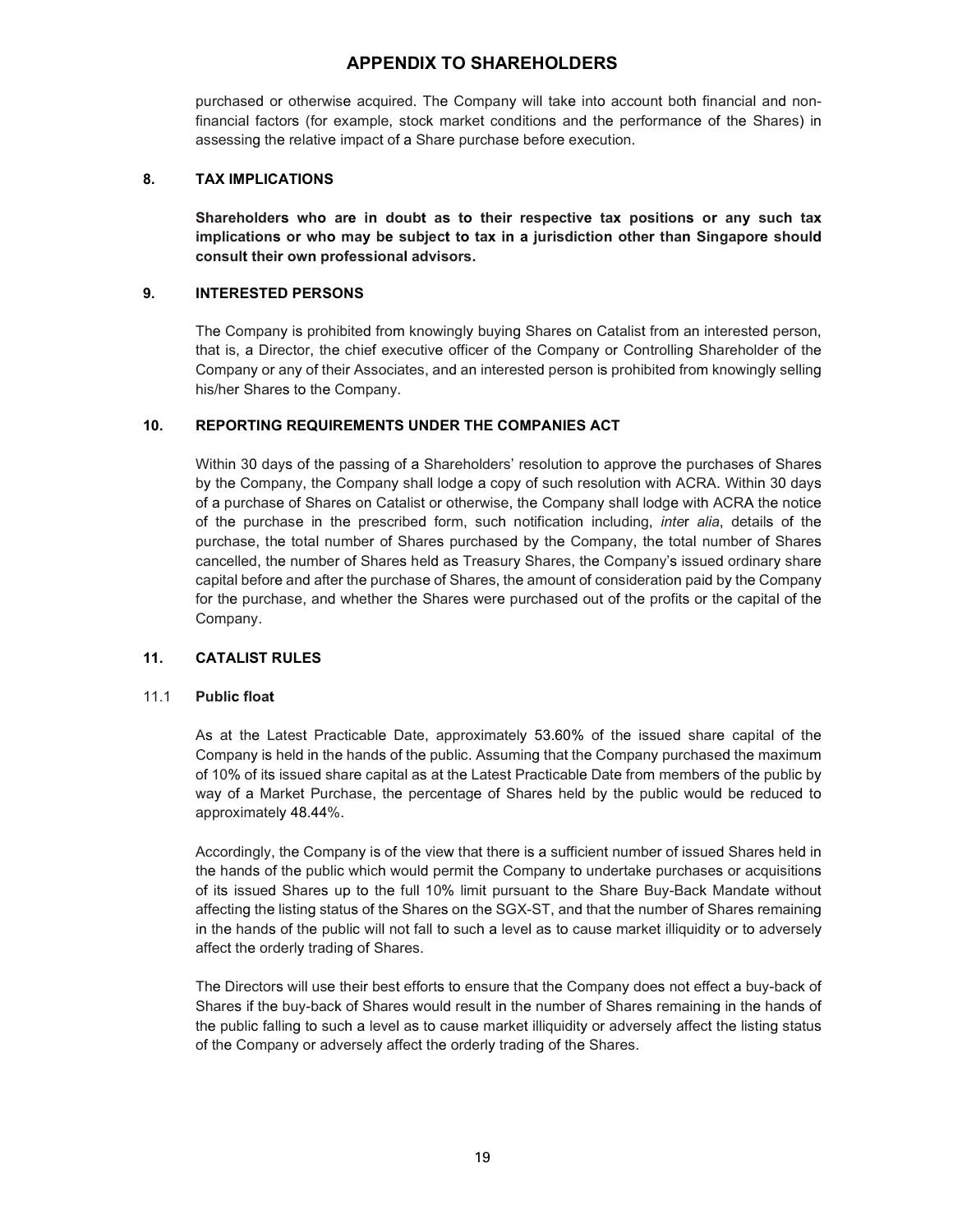purchased or otherwise acquired. The Company will take into account both financial and non-financial factors (for example, stock market conditions and the performance of the Shares) in assessing the relative impact of a Share purchase before execution.

## 8. TAX IMPLICATIONS

**Shareholders who are in doubt as to their respective tax positions or any such tax implications or who may be subject to tax in a jurisdiction other than Singapore should consult their own professional advisors.**

## 9. INTERESTED PERSONS

The Company is prohibited from knowingly buying Shares on Catalist from an interested person, that is, a Director, the chief executive officer of the Company or Controlling Shareholder of the Company or any of their Associates, and an interested person is prohibited from knowingly selling his/her Shares to the Company.

## 10. REPORTING REQUIREMENTS UNDER THE COMPANIES ACT

Within 30 days of the passing of a Shareholders' resolution to approve the purchases of Shares by the Company, the Company shall lodge a copy of such resolution with ACRA. Within 30 days of a purchase of Shares on Catalist or otherwise, the Company shall lodge with ACRA the notice of the purchase in the prescribed form, such notification including, *inter alia*, details of the purchase, the total number of Shares purchased by the Company, the total number of Shares cancelled, the number of Shares held as Treasury Shares, the Company's issued ordinary share capital before and after the purchase of Shares, the amount of consideration paid by the Company for the purchase, and whether the Shares were purchased out of the profits or the capital of the Company.

## 11. CATALIST RULES

### 11.1 Public float

As at the Latest Practicable Date, approximately 53.60% of the issued share capital of the Company is held in the hands of the public. Assuming that the Company purchased the maximum of 10% of its issued share capital as at the Latest Practicable Date from members of the public by way of a Market Purchase, the percentage of Shares held by the public would be reduced to approximately 48.44%.

Accordingly, the Company is of the view that there is a sufficient number of issued Shares held in the hands of the public which would permit the Company to undertake purchases or acquisitions of its issued Shares up to the full 10% limit pursuant to the Share Buy-Back Mandate without affecting the listing status of the Shares on the SGX-ST, and that the number of Shares remaining in the hands of the public will not fall to such a level as to cause market illiquidity or to adversely affect the orderly trading of Shares.

The Directors will use their best efforts to ensure that the Company does not effect a buy-back of Shares if the buy-back of Shares would result in the number of Shares remaining in the hands of the public falling to such a level as to cause market illiquidity or adversely affect the listing status of the Company or adversely affect the orderly trading of the Shares.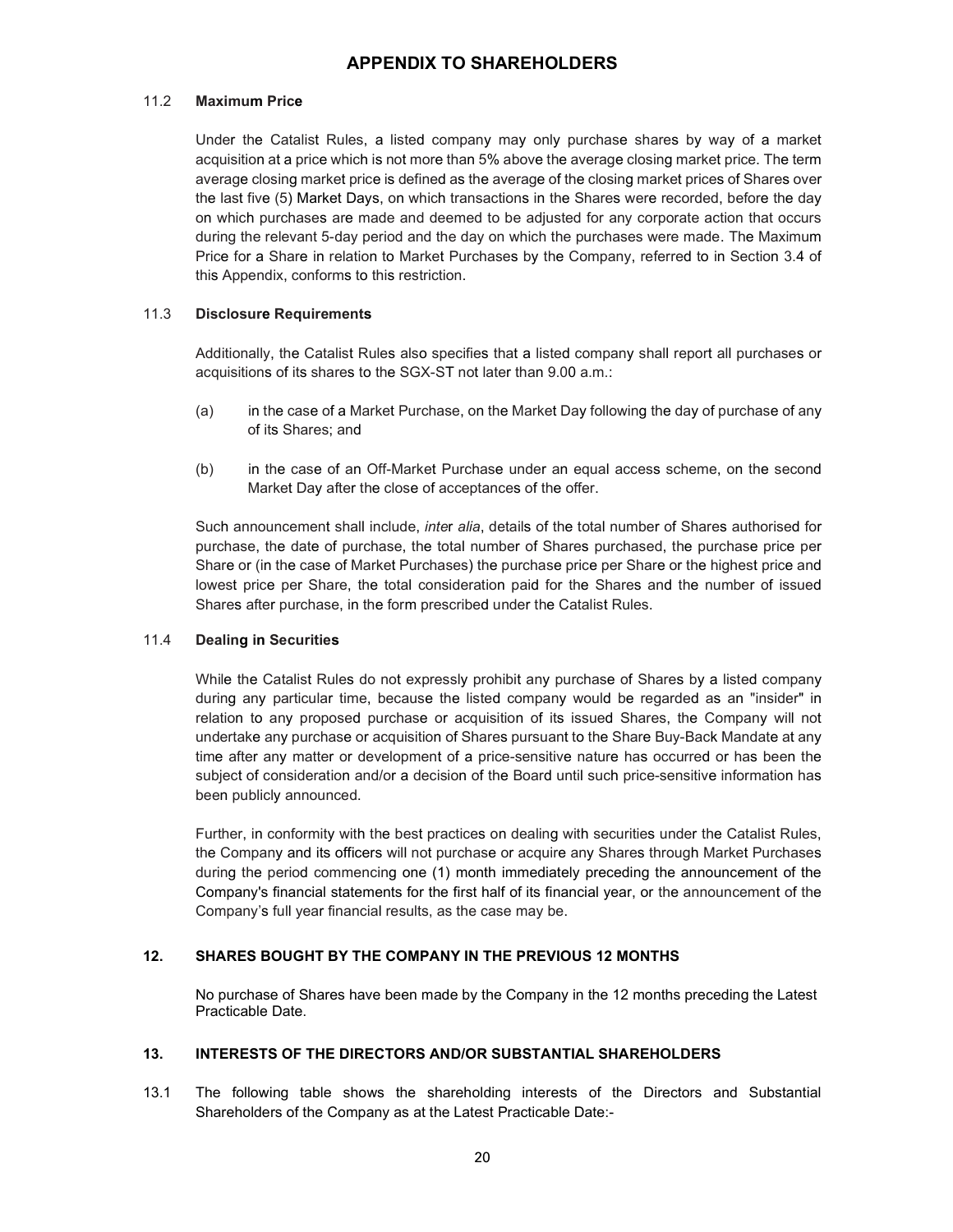## APPENDIX TO SHAREHOLDERS

### 11.2 Maximum Price

Under the Catalist Rules, a listed company may only purchase shares by way of a market acquisition at a price which is not more than 5% above the average closing market price. The term average closing market price is defined as the average of the closing market prices of Shares over the last five (5) Market Days, on which transactions in the Shares were recorded, before the day on which purchases are made and deemed to be adjusted for any corporate action that occurs during the relevant 5-day period and the day on which the purchases were made. The Maximum Price for a Share in relation to Market Purchases by the Company, referred to in Section 3.4 of this Appendix, conforms to this restriction.

### 11.3 Disclosure Requirements

Additionally, the Catalist Rules also specifies that a listed company shall report all purchases or acquisitions of its shares to the SGX-ST not later than 9.00 a.m.:

(a) in the case of a Market Purchase, on the Market Day following the day of purchase of any of its Shares; and

(b) in the case of an Off-Market Purchase under an equal access scheme, on the second Market Day after the close of acceptances of the offer.

Such announcement shall include, *inter alia*, details of the total number of Shares authorised for purchase, the date of purchase, the total number of Shares purchased, the purchase price per Share or (in the case of Market Purchases) the purchase price per Share or the highest price and lowest price per Share, the total consideration paid for the Shares and the number of issued Shares after purchase, in the form prescribed under the Catalist Rules.

### 11.4 Dealing in Securities

While the Catalist Rules do not expressly prohibit any purchase of Shares by a listed company during any particular time, because the listed company would be regarded as an "insider" in relation to any proposed purchase or acquisition of its issued Shares, the Company will not undertake any purchase or acquisition of Shares pursuant to the Share Buy-Back Mandate at any time after any matter or development of a price-sensitive nature has occurred or has been the subject of consideration and/or a decision of the Board until such price-sensitive information has been publicly announced.

Further, in conformity with the best practices on dealing with securities under the Catalist Rules, the Company and its officers will not purchase or acquire any Shares through Market Purchases during the period commencing one (1) month immediately preceding the announcement of the Company's financial statements for the first half of its financial year, or the announcement of the Company's full year financial results, as the case may be.

## 12. SHARES BOUGHT BY THE COMPANY IN THE PREVIOUS 12 MONTHS

No purchase of Shares have been made by the Company in the 12 months preceding the Latest Practicable Date.

## 13. INTERESTS OF THE DIRECTORS AND/OR SUBSTANTIAL SHAREHOLDERS

13.1 The following table shows the shareholding interests of the Directors and Substantial Shareholders of the Company as at the Latest Practicable Date:-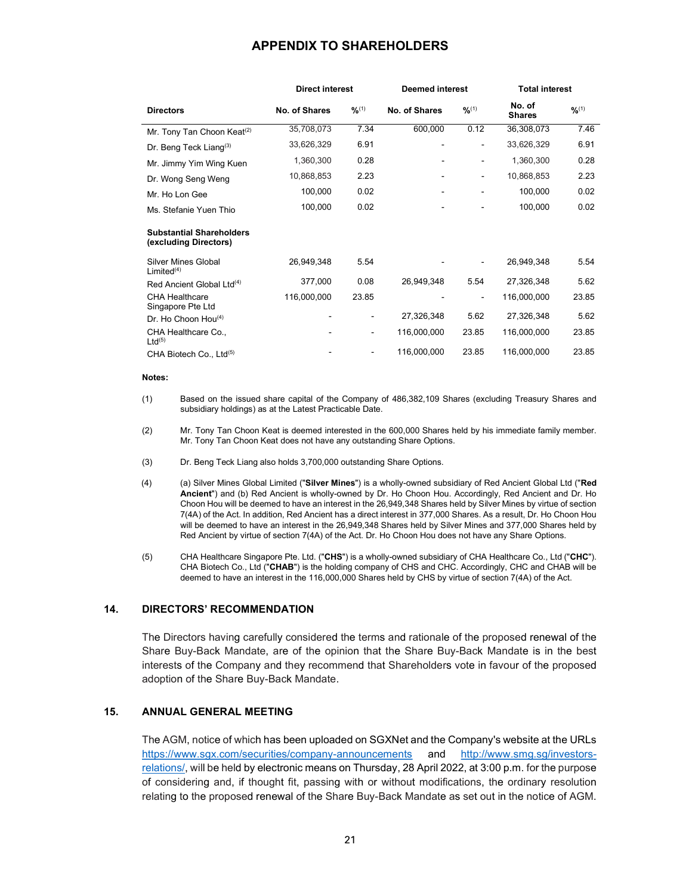| | Direct interest | | Deemed interest | | Total interest | |
|---|---|---|---|---|---|---|
| **Directors** | **No. of Shares** | **%[1]** | **No. of Shares** | **%[1]** | **No. of Shares** | **%[1]** |
| Mr. Tony Tan Choon Keat[2] | 35,708,073 | 7.34 | 600,000 | 0.12 | 36,308,073 | 7.46 |
| Dr. Beng Teck Liang[3] | 33,626,329 | 6.91 | - | - | 33,626,329 | 6.91 |
| Mr. Jimmy Yim Wing Kuen | 1,360,300 | 0.28 | - | - | 1,360,300 | 0.28 |
| Dr. Wong Seng Weng | 10,868,853 | 2.23 | - | - | 10,868,853 | 2.23 |
| Mr. Ho Lon Gee | 100,000 | 0.02 | - | - | 100,000 | 0.02 |
| Ms. Stefanie Yuen Thio | 100,000 | 0.02 | - | - | 100,000 | 0.02 |
| **Substantial Shareholders (excluding Directors)** | | | | | | |
| Silver Mines Global Limited[4] | 26,949,348 | 5.54 | - | - | 26,949,348 | 5.54 |
| Red Ancient Global Ltd[4] | 377,000 | 0.08 | 26,949,348 | 5.54 | 27,326,348 | 5.62 |
| CHA Healthcare Singapore Pte Ltd | 116,000,000 | 23.85 | - | - | 116,000,000 | 23.85 |
| Dr. Ho Choon Hou[4] | - | - | 27,326,348 | 5.62 | 27,326,348 | 5.62 |
| CHA Healthcare Co., Ltd[5] | - | - | 116,000,000 | 23.85 | 116,000,000 | 23.85 |
| CHA Biotech Co., Ltd[5] | - | - | 116,000,000 | 23.85 | 116,000,000 | 23.85 |

**Notes:**

(1) Based on the issued share capital of the Company of 486,382,109 Shares (excluding Treasury Shares and subsidiary holdings) as at the Latest Practicable Date.

(2) Mr. Tony Tan Choon Keat is deemed interested in the 600,000 Shares held by his immediate family member. Mr. Tony Tan Choon Keat does not have any outstanding Share Options.

(3) Dr. Beng Teck Liang also holds 3,700,000 outstanding Share Options.

(4) (a) Silver Mines Global Limited ("**Silver Mines**") is a wholly-owned subsidiary of Red Ancient Global Ltd ("**Red Ancient**") and (b) Red Ancient is wholly-owned by Dr. Ho Choon Hou. Accordingly, Red Ancient and Dr. Ho Choon Hou will be deemed to have an interest in the 26,949,348 Shares held by Silver Mines by virtue of section 7(4A) of the Act. In addition, Red Ancient has a direct interest in 377,000 Shares. As a result, Dr. Ho Choon Hou will be deemed to have an interest in the 26,949,348 Shares held by Silver Mines and 377,000 Shares held by Red Ancient by virtue of section 7(4A) of the Act. Dr. Ho Choon Hou does not have any Share Options.

(5) CHA Healthcare Singapore Pte. Ltd. ("**CHS**") is a wholly-owned subsidiary of CHA Healthcare Co., Ltd ("**CHC**"). CHA Biotech Co., Ltd ("**CHAB**") is the holding company of CHS and CHC. Accordingly, CHC and CHAB will be deemed to have an interest in the 116,000,000 Shares held by CHS by virtue of section 7(4A) of the Act.

## 14. DIRECTORS' RECOMMENDATION

The Directors having carefully considered the terms and rationale of the proposed renewal of the Share Buy-Back Mandate, are of the opinion that the Share Buy-Back Mandate is in the best interests of the Company and they recommend that Shareholders vote in favour of the proposed adoption of the Share Buy-Back Mandate.

## 15. ANNUAL GENERAL MEETING

The AGM, notice of which has been uploaded on SGXNet and the Company's website at the URLs https://www.sgx.com/securities/company-announcements and http://www.smg.sg/investors-relations/, will be held by electronic means on Thursday, 28 April 2022, at 3:00 p.m. for the purpose of considering and, if thought fit, passing with or without modifications, the ordinary resolution relating to the proposed renewal of the Share Buy-Back Mandate as set out in the notice of AGM.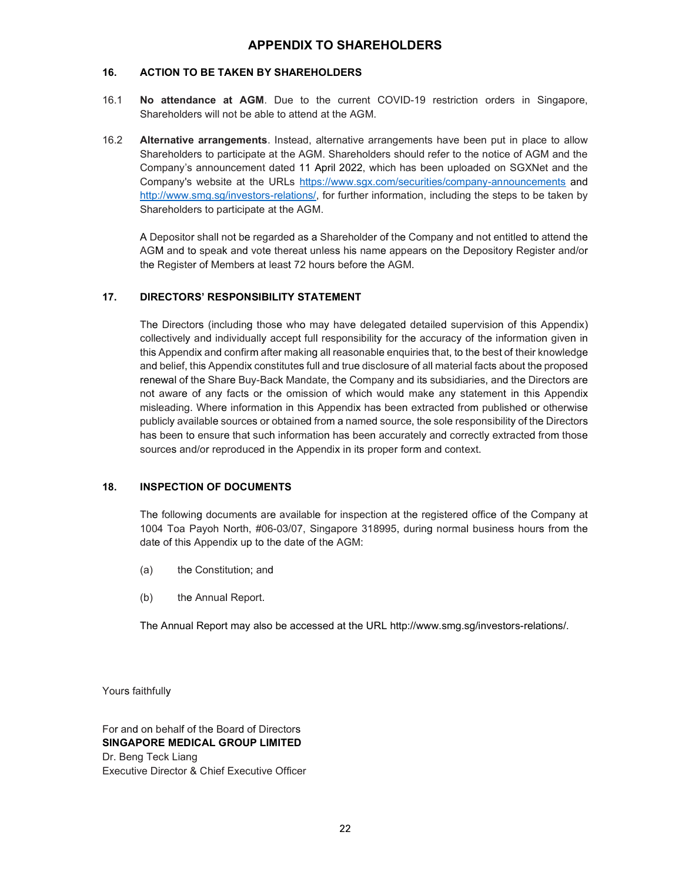# APPENDIX TO SHAREHOLDERS

## 16. ACTION TO BE TAKEN BY SHAREHOLDERS

16.1 **No attendance at AGM**. Due to the current COVID-19 restriction orders in Singapore, Shareholders will not be able to attend at the AGM.

16.2 **Alternative arrangements**. Instead, alternative arrangements have been put in place to allow Shareholders to participate at the AGM. Shareholders should refer to the notice of AGM and the Company's announcement dated 11 April 2022, which has been uploaded on SGXNet and the Company's website at the URLs https://www.sgx.com/securities/company-announcements and http://www.smg.sg/investors-relations/, for further information, including the steps to be taken by Shareholders to participate at the AGM.

A Depositor shall not be regarded as a Shareholder of the Company and not entitled to attend the AGM and to speak and vote thereat unless his name appears on the Depository Register and/or the Register of Members at least 72 hours before the AGM.

## 17. DIRECTORS' RESPONSIBILITY STATEMENT

The Directors (including those who may have delegated detailed supervision of this Appendix) collectively and individually accept full responsibility for the accuracy of the information given in this Appendix and confirm after making all reasonable enquiries that, to the best of their knowledge and belief, this Appendix constitutes full and true disclosure of all material facts about the proposed renewal of the Share Buy-Back Mandate, the Company and its subsidiaries, and the Directors are not aware of any facts or the omission of which would make any statement in this Appendix misleading. Where information in this Appendix has been extracted from published or otherwise publicly available sources or obtained from a named source, the sole responsibility of the Directors has been to ensure that such information has been accurately and correctly extracted from those sources and/or reproduced in the Appendix in its proper form and context.

## 18. INSPECTION OF DOCUMENTS

The following documents are available for inspection at the registered office of the Company at 1004 Toa Payoh North, #06-03/07, Singapore 318995, during normal business hours from the date of this Appendix up to the date of the AGM:

(a) the Constitution; and

(b) the Annual Report.

The Annual Report may also be accessed at the URL http://www.smg.sg/investors-relations/.

Yours faithfully

For and on behalf of the Board of Directors
**SINGAPORE MEDICAL GROUP LIMITED**
Dr. Beng Teck Liang
Executive Director & Chief Executive Officer